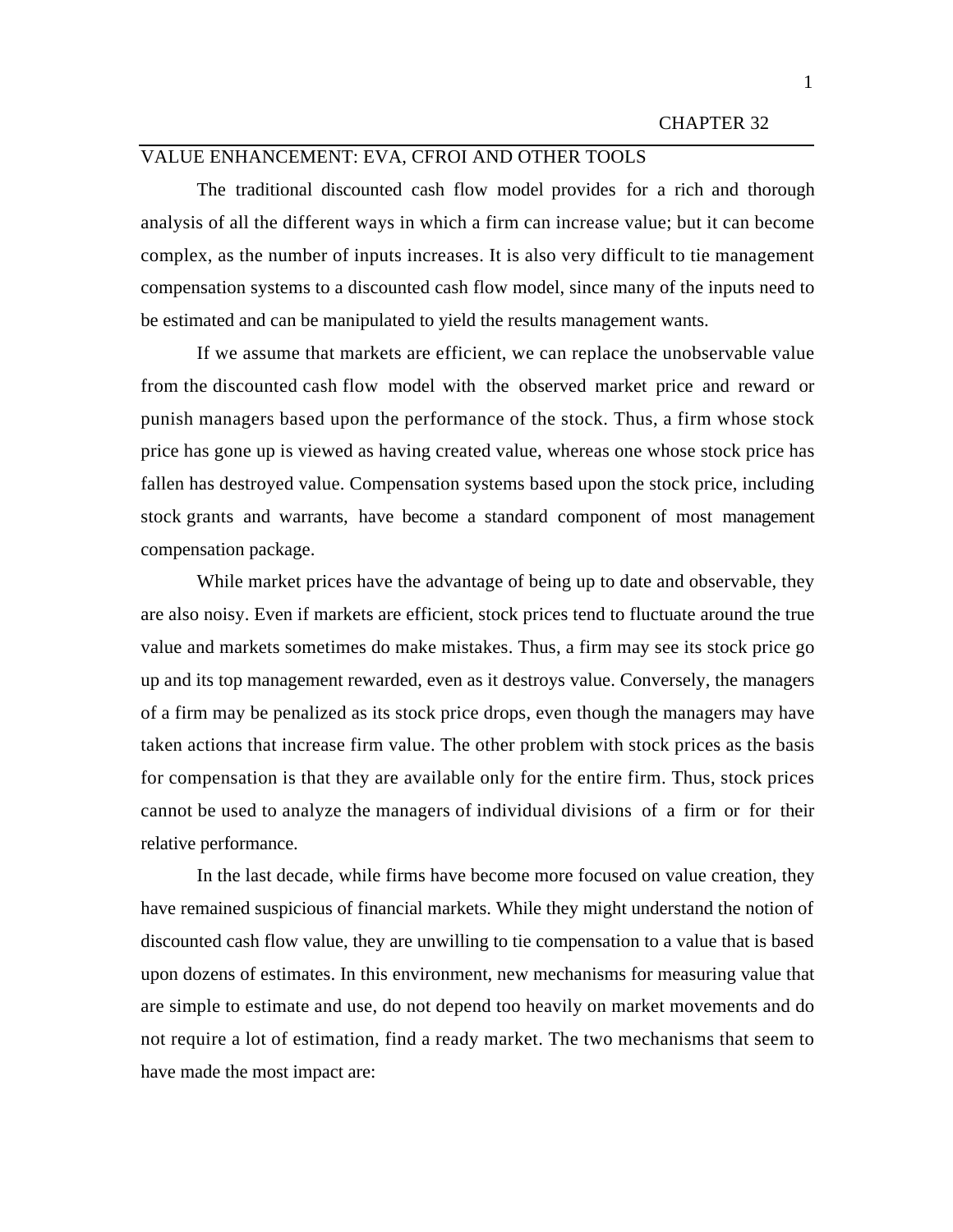# CHAPTER 32

## VALUE ENHANCEMENT: EVA, CFROI AND OTHER TOOLS

The traditional discounted cash flow model provides for a rich and thorough analysis of all the different ways in which a firm can increase value; but it can become complex, as the number of inputs increases. It is also very difficult to tie management compensation systems to a discounted cash flow model, since many of the inputs need to be estimated and can be manipulated to yield the results management wants.

If we assume that markets are efficient, we can replace the unobservable value from the discounted cash flow model with the observed market price and reward or punish managers based upon the performance of the stock. Thus, a firm whose stock price has gone up is viewed as having created value, whereas one whose stock price has fallen has destroyed value. Compensation systems based upon the stock price, including stock grants and warrants, have become a standard component of most management compensation package.

While market prices have the advantage of being up to date and observable, they are also noisy. Even if markets are efficient, stock prices tend to fluctuate around the true value and markets sometimes do make mistakes. Thus, a firm may see its stock price go up and its top management rewarded, even as it destroys value. Conversely, the managers of a firm may be penalized as its stock price drops, even though the managers may have taken actions that increase firm value. The other problem with stock prices as the basis for compensation is that they are available only for the entire firm. Thus, stock prices cannot be used to analyze the managers of individual divisions of a firm or for their relative performance.

In the last decade, while firms have become more focused on value creation, they have remained suspicious of financial markets. While they might understand the notion of discounted cash flow value, they are unwilling to tie compensation to a value that is based upon dozens of estimates. In this environment, new mechanisms for measuring value that are simple to estimate and use, do not depend too heavily on market movements and do not require a lot of estimation, find a ready market. The two mechanisms that seem to have made the most impact are: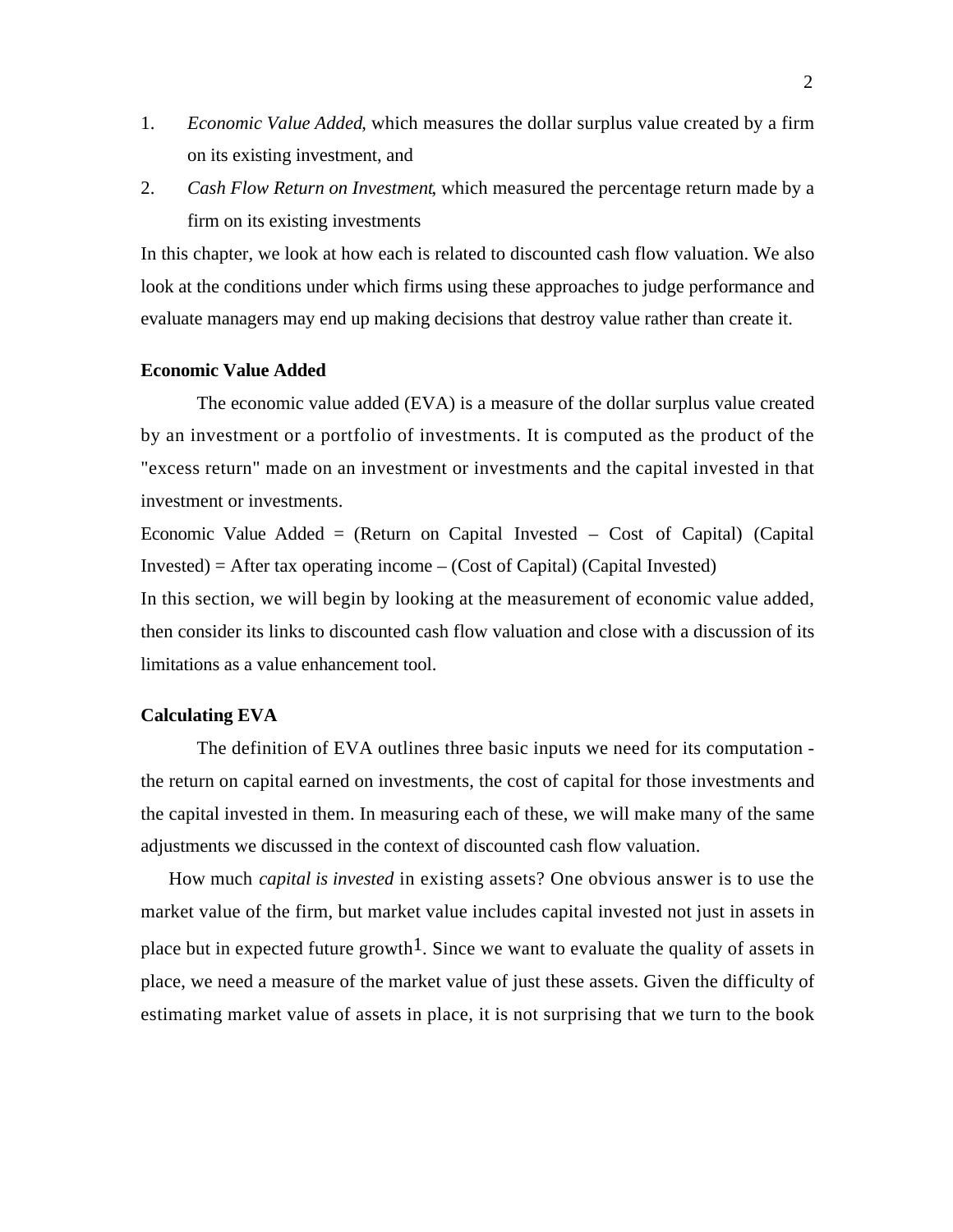1. *Economic Value Added*, which measures the dollar surplus value created by a firm on its existing investment, and
2. *Cash Flow Return on Investment*, which measured the percentage return made by a firm on its existing investments

In this chapter, we look at how each is related to discounted cash flow valuation. We also look at the conditions under which firms using these approaches to judge performance and evaluate managers may end up making decisions that destroy value rather than create it.

**Economic Value Added**

The economic value added (EVA) is a measure of the dollar surplus value created by an investment or a portfolio of investments. It is computed as the product of the "excess return" made on an investment or investments and the capital invested in that investment or investments.

Economic Value Added = (Return on Capital Invested – Cost of Capital) (Capital Invested) = After tax operating income – (Cost of Capital) (Capital Invested)

In this section, we will begin by looking at the measurement of economic value added, then consider its links to discounted cash flow valuation and close with a discussion of its limitations as a value enhancement tool.

**Calculating EVA**

The definition of EVA outlines three basic inputs we need for its computation - the return on capital earned on investments, the cost of capital for those investments and the capital invested in them. In measuring each of these, we will make many of the same adjustments we discussed in the context of discounted cash flow valuation.

How much *capital is invested* in existing assets? One obvious answer is to use the market value of the firm, but market value includes capital invested not just in assets in place but in expected future growth[1]. Since we want to evaluate the quality of assets in place, we need a measure of the market value of just these assets. Given the difficulty of estimating market value of assets in place, it is not surprising that we turn to the book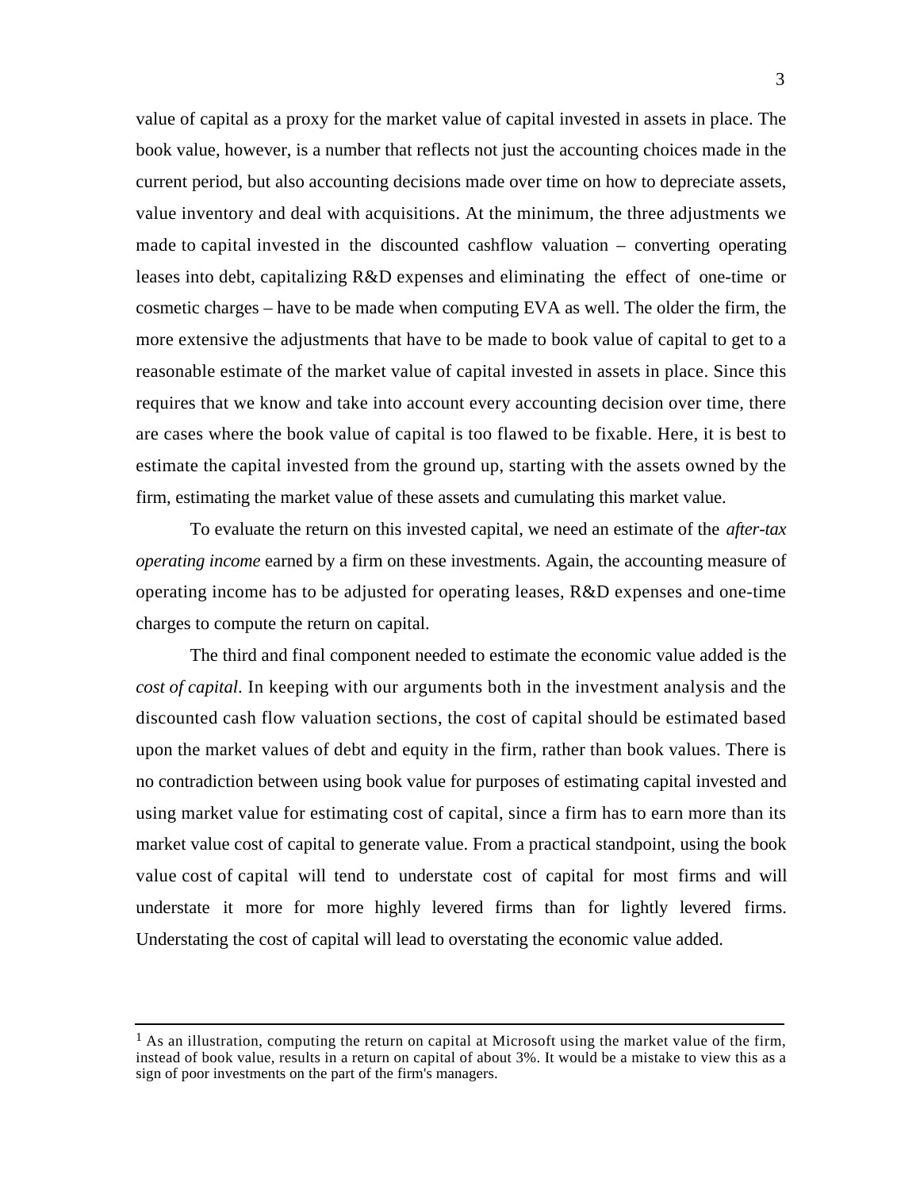value of capital as a proxy for the market value of capital invested in assets in place. The book value, however, is a number that reflects not just the accounting choices made in the current period, but also accounting decisions made over time on how to depreciate assets, value inventory and deal with acquisitions. At the minimum, the three adjustments we made to capital invested in the discounted cashflow valuation – converting operating leases into debt, capitalizing R&D expenses and eliminating the effect of one-time or cosmetic charges – have to be made when computing EVA as well. The older the firm, the more extensive the adjustments that have to be made to book value of capital to get to a reasonable estimate of the market value of capital invested in assets in place. Since this requires that we know and take into account every accounting decision over time, there are cases where the book value of capital is too flawed to be fixable. Here, it is best to estimate the capital invested from the ground up, starting with the assets owned by the firm, estimating the market value of these assets and cumulating this market value.

To evaluate the return on this invested capital, we need an estimate of the *after-tax operating income* earned by a firm on these investments. Again, the accounting measure of operating income has to be adjusted for operating leases, R&D expenses and one-time charges to compute the return on capital.

The third and final component needed to estimate the economic value added is the *cost of capital*. In keeping with our arguments both in the investment analysis and the discounted cash flow valuation sections, the cost of capital should be estimated based upon the market values of debt and equity in the firm, rather than book values. There is no contradiction between using book value for purposes of estimating capital invested and using market value for estimating cost of capital, since a firm has to earn more than its market value cost of capital to generate value. From a practical standpoint, using the book value cost of capital will tend to understate cost of capital for most firms and will understate it more for more highly levered firms than for lightly levered firms. Understating the cost of capital will lead to overstating the economic value added.

---

[1] As an illustration, computing the return on capital at Microsoft using the market value of the firm, instead of book value, results in a return on capital of about 3%. It would be a mistake to view this as a sign of poor investments on the part of the firm's managers.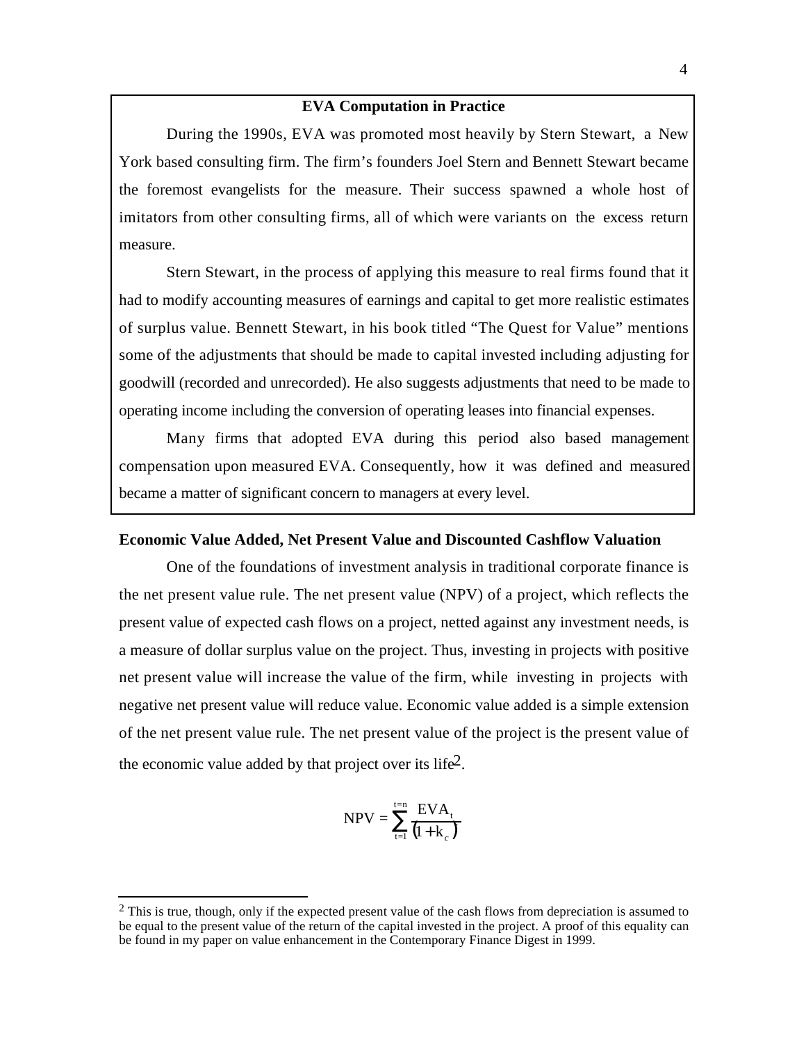**EVA Computation in Practice**

During the 1990s, EVA was promoted most heavily by Stern Stewart, a New York based consulting firm. The firm's founders Joel Stern and Bennett Stewart became the foremost evangelists for the measure. Their success spawned a whole host of imitators from other consulting firms, all of which were variants on the excess return measure.

Stern Stewart, in the process of applying this measure to real firms found that it had to modify accounting measures of earnings and capital to get more realistic estimates of surplus value. Bennett Stewart, in his book titled "The Quest for Value" mentions some of the adjustments that should be made to capital invested including adjusting for goodwill (recorded and unrecorded). He also suggests adjustments that need to be made to operating income including the conversion of operating leases into financial expenses.

Many firms that adopted EVA during this period also based management compensation upon measured EVA. Consequently, how it was defined and measured became a matter of significant concern to managers at every level.

### Economic Value Added, Net Present Value and Discounted Cashflow Valuation

One of the foundations of investment analysis in traditional corporate finance is the net present value rule. The net present value (NPV) of a project, which reflects the present value of expected cash flows on a project, netted against any investment needs, is a measure of dollar surplus value on the project. Thus, investing in projects with positive net present value will increase the value of the firm, while investing in projects with negative net present value will reduce value. Economic value added is a simple extension of the net present value rule. The net present value of the project is the present value of the economic value added by that project over its life[2].

$$\text{NPV} = \sum_{t=1}^{t=n} \frac{\text{EVA}_t}{(1+k_c)}$$

---

[2] This is true, though, only if the expected present value of the cash flows from depreciation is assumed to be equal to the present value of the return of the capital invested in the project. A proof of this equality can be found in my paper on value enhancement in the Contemporary Finance Digest in 1999.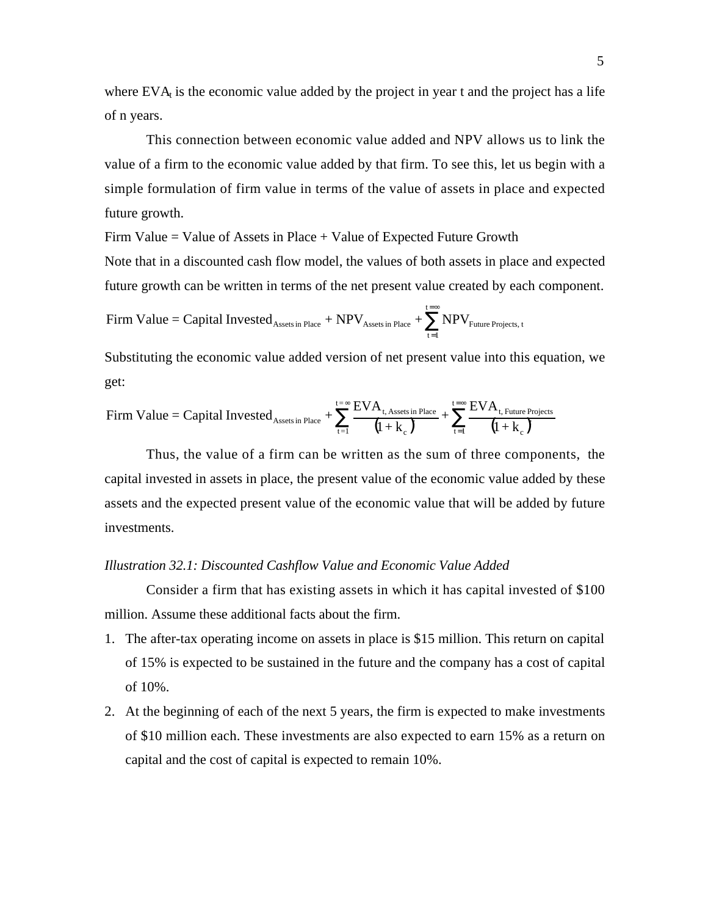where $EVA_t$ is the economic value added by the project in year t and the project has a life of n years.

This connection between economic value added and NPV allows us to link the value of a firm to the economic value added by that firm. To see this, let us begin with a simple formulation of firm value in terms of the value of assets in place and expected future growth.

Firm Value = Value of Assets in Place + Value of Expected Future Growth

Note that in a discounted cash flow model, the values of both assets in place and expected future growth can be written in terms of the net present value created by each component.

$$\text{Firm Value} = \text{Capital Invested}_{\text{Assets in Place}} + \text{NPV}_{\text{Assets in Place}} + \sum_{t=1}^{t=\infty} \text{NPV}_{\text{Future Projects, t}}$$

Substituting the economic value added version of net present value into this equation, we get:

$$\text{Firm Value} = \text{Capital Invested}_{\text{Assets in Place}} + \sum_{t=1}^{t=\infty} \frac{\text{EVA}_{\text{t, Assets in Place}}}{(1+k_c)^t} + \sum_{t=1}^{t=\infty} \frac{\text{EVA}_{\text{t, Future Projects}}}{(1+k_c)^t}$$

Thus, the value of a firm can be written as the sum of three components, the capital invested in assets in place, the present value of the economic value added by these assets and the expected present value of the economic value that will be added by future investments.

*Illustration 32.1: Discounted Cashflow Value and Economic Value Added*

Consider a firm that has existing assets in which it has capital invested of \$100 million. Assume these additional facts about the firm.

1. The after-tax operating income on assets in place is \$15 million. This return on capital of 15% is expected to be sustained in the future and the company has a cost of capital of 10%.
2. At the beginning of each of the next 5 years, the firm is expected to make investments of \$10 million each. These investments are also expected to earn 15% as a return on capital and the cost of capital is expected to remain 10%.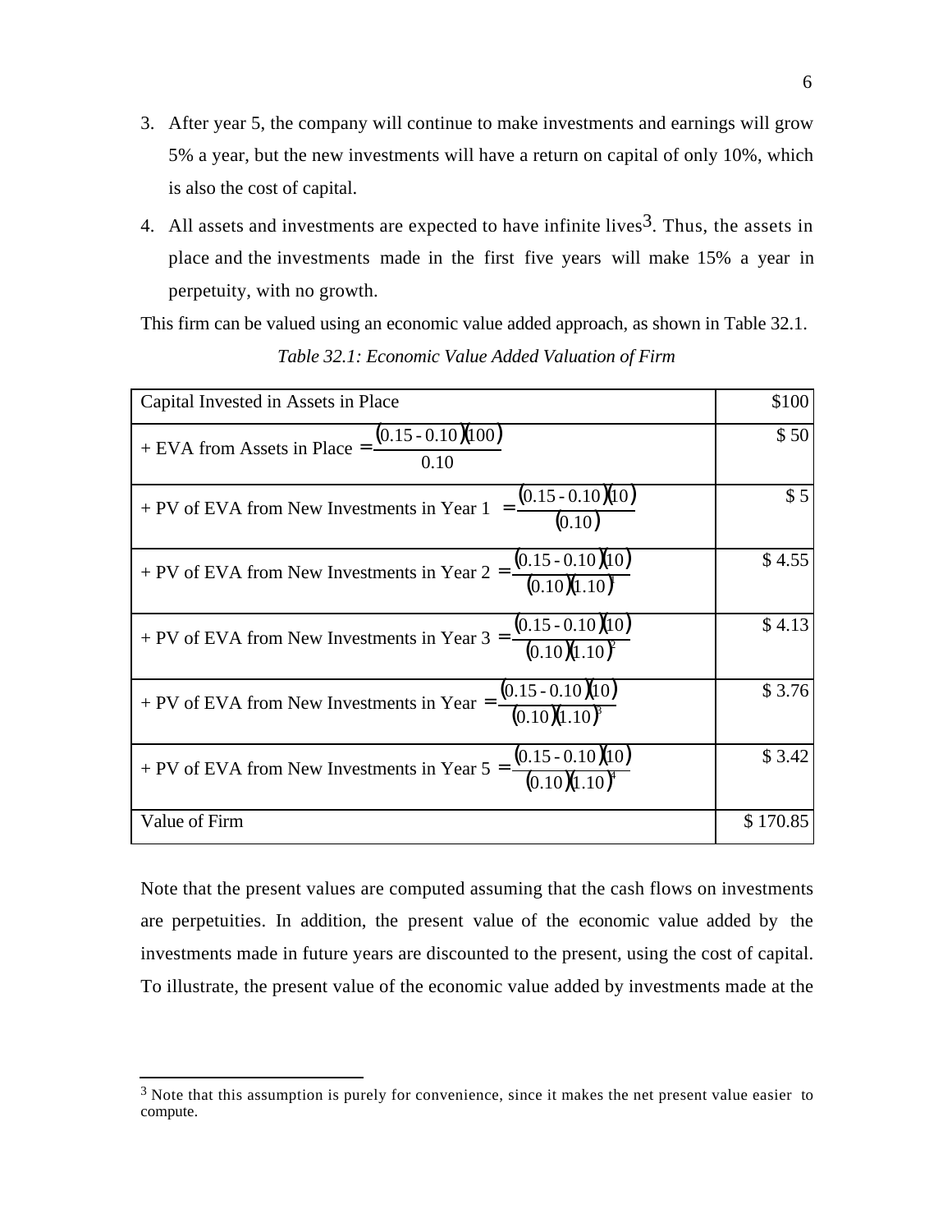3. After year 5, the company will continue to make investments and earnings will grow 5% a year, but the new investments will have a return on capital of only 10%, which is also the cost of capital.
4. All assets and investments are expected to have infinite lives[3]. Thus, the assets in place and the investments made in the first five years will make 15% a year in perpetuity, with no growth.

This firm can be valued using an economic value added approach, as shown in Table 32.1.

*Table 32.1: Economic Value Added Valuation of Firm*

| | |
|---|---|
| Capital Invested in Assets in Place | \$100 |
| + EVA from Assets in Place $= \frac{(0.15 - 0.10)(100)}{0.10}$ | \$ 50 |
| + PV of EVA from New Investments in Year 1 $= \frac{(0.15 - 0.10)(10)}{(0.10)}$ | \$ 5 |
| + PV of EVA from New Investments in Year 2 $= \frac{(0.15 - 0.10)(10)}{(0.10)(1.10)^1}$ | \$ 4.55 |
| + PV of EVA from New Investments in Year 3 $= \frac{(0.15 - 0.10)(10)}{(0.10)(1.10)^2}$ | \$ 4.13 |
| + PV of EVA from New Investments in Year $= \frac{(0.15 - 0.10)(10)}{(0.10)(1.10)^3}$ | \$ 3.76 |
| + PV of EVA from New Investments in Year 5 $= \frac{(0.15 - 0.10)(10)}{(0.10)(1.10)^4}$ | \$ 3.42 |
| Value of Firm | \$ 170.85 |

Note that the present values are computed assuming that the cash flows on investments are perpetuities. In addition, the present value of the economic value added by the investments made in future years are discounted to the present, using the cost of capital. To illustrate, the present value of the economic value added by investments made at the

[3] Note that this assumption is purely for convenience, since it makes the net present value easier to compute.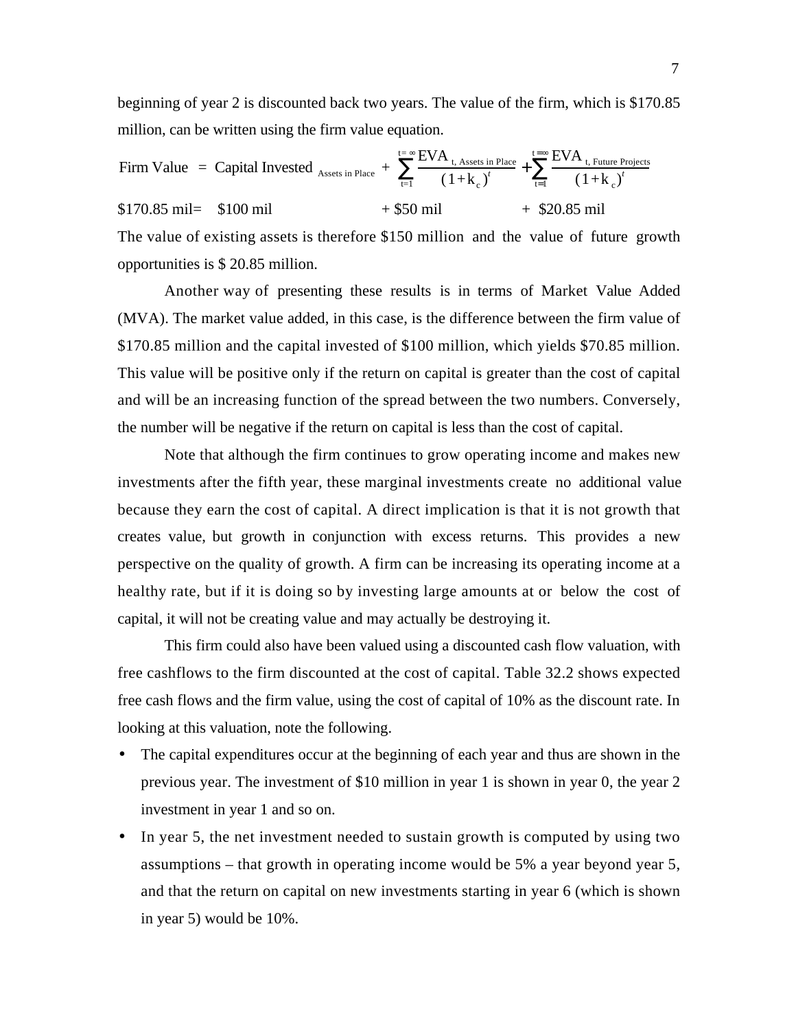beginning of year 2 is discounted back two years. The value of the firm, which is $170.85 million, can be written using the firm value equation.

$$\text{Firm Value} = \text{Capital Invested}_{\text{Assets in Place}} + \sum_{t=1}^{t=\infty} \frac{\text{EVA}_{\text{t, Assets in Place}}}{(1+k_c)^t} + \sum_{t=1}^{t=\infty} \frac{\text{EVA}_{\text{t, Future Projects}}}{(1+k_c)^t}$$

$170.85 mil= $100 mil + $50 mil + $20.85 mil

The value of existing assets is therefore $150 million and the value of future growth opportunities is $ 20.85 million.

Another way of presenting these results is in terms of Market Value Added (MVA). The market value added, in this case, is the difference between the firm value of $170.85 million and the capital invested of $100 million, which yields $70.85 million. This value will be positive only if the return on capital is greater than the cost of capital and will be an increasing function of the spread between the two numbers. Conversely, the number will be negative if the return on capital is less than the cost of capital.

Note that although the firm continues to grow operating income and makes new investments after the fifth year, these marginal investments create no additional value because they earn the cost of capital. A direct implication is that it is not growth that creates value, but growth in conjunction with excess returns. This provides a new perspective on the quality of growth. A firm can be increasing its operating income at a healthy rate, but if it is doing so by investing large amounts at or below the cost of capital, it will not be creating value and may actually be destroying it.

This firm could also have been valued using a discounted cash flow valuation, with free cashflows to the firm discounted at the cost of capital. Table 32.2 shows expected free cash flows and the firm value, using the cost of capital of 10% as the discount rate. In looking at this valuation, note the following.

- The capital expenditures occur at the beginning of each year and thus are shown in the previous year. The investment of $10 million in year 1 is shown in year 0, the year 2 investment in year 1 and so on.
- In year 5, the net investment needed to sustain growth is computed by using two assumptions – that growth in operating income would be 5% a year beyond year 5, and that the return on capital on new investments starting in year 6 (which is shown in year 5) would be 10%.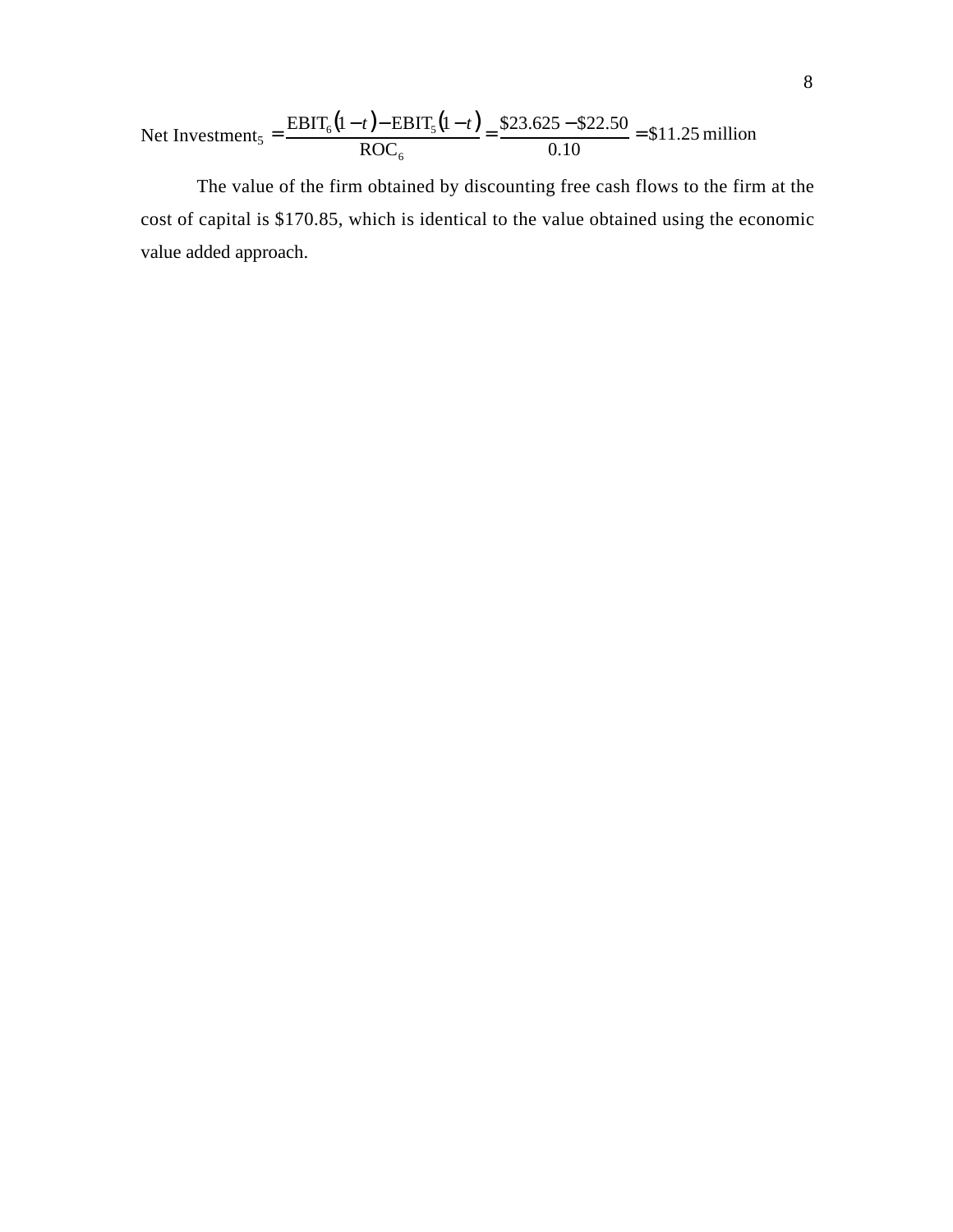$$\text{Net Investment}_5 = \frac{\text{EBIT}_6(1-t) - \text{EBIT}_5(1-t)}{\text{ROC}_6} = \frac{\$23.625 - \$22.50}{0.10} = \$11.25 \text{ million}$$

The value of the firm obtained by discounting free cash flows to the firm at the cost of capital is $170.85, which is identical to the value obtained using the economic value added approach.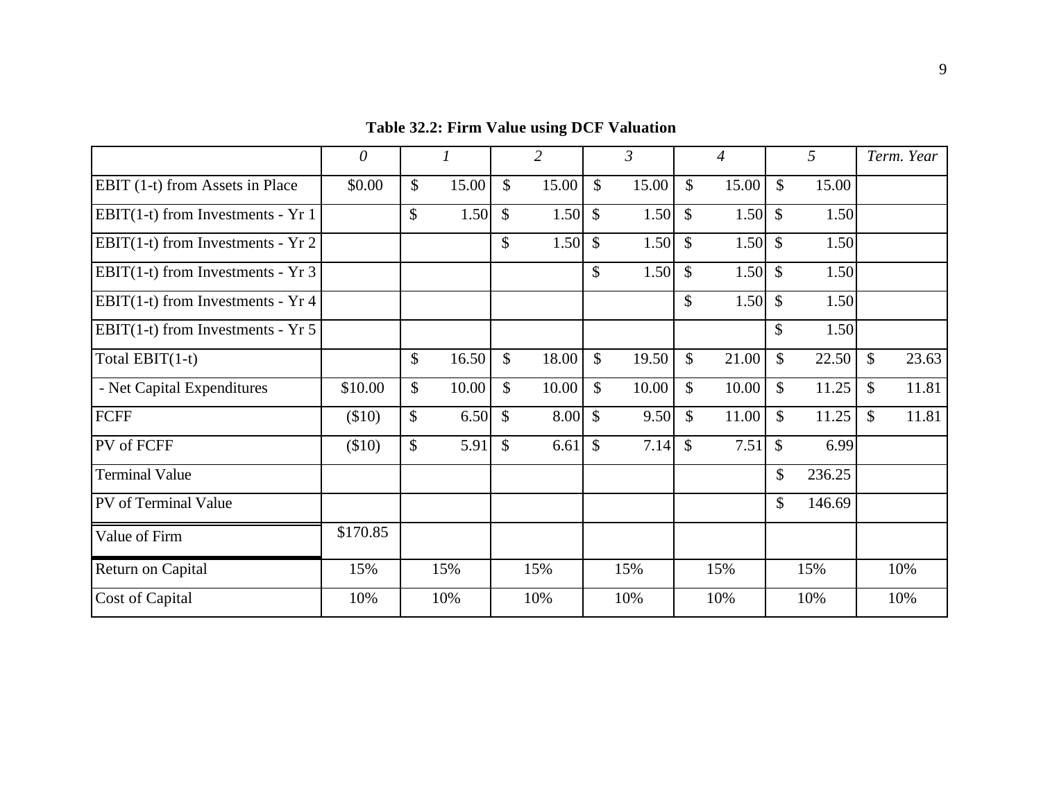**Table 32.2: Firm Value using DCF Valuation**

| | *0* | *1* | *2* | *3* | *4* | *5* | *Term. Year* |
|---|---|---|---|---|---|---|---|
| EBIT (1-t) from Assets in Place | $0.00 | $ 15.00 | $ 15.00 | $ 15.00 | $ 15.00 | $ 15.00 | |
| EBIT(1-t) from Investments - Yr 1 | | $ 1.50 | $ 1.50 | $ 1.50 | $ 1.50 | $ 1.50 | |
| EBIT(1-t) from Investments - Yr 2 | | | $ 1.50 | $ 1.50 | $ 1.50 | $ 1.50 | |
| EBIT(1-t) from Investments - Yr 3 | | | | $ 1.50 | $ 1.50 | $ 1.50 | |
| EBIT(1-t) from Investments - Yr 4 | | | | | $ 1.50 | $ 1.50 | |
| EBIT(1-t) from Investments - Yr 5 | | | | | | $ 1.50 | |
| Total EBIT(1-t) | | $ 16.50 | $ 18.00 | $ 19.50 | $ 21.00 | $ 22.50 | $ 23.63 |
| - Net Capital Expenditures | $10.00 | $ 10.00 | $ 10.00 | $ 10.00 | $ 10.00 | $ 11.25 | $ 11.81 |
| FCFF | ($10) | $ 6.50 | $ 8.00 | $ 9.50 | $ 11.00 | $ 11.25 | $ 11.81 |
| PV of FCFF | ($10) | $ 5.91 | $ 6.61 | $ 7.14 | $ 7.51 | $ 6.99 | |
| Terminal Value | | | | | | $ 236.25 | |
| PV of Terminal Value | | | | | | $ 146.69 | |
| Value of Firm | $170.85 | | | | | | |
| Return on Capital | 15% | 15% | 15% | 15% | 15% | 15% | 10% |
| Cost of Capital | 10% | 10% | 10% | 10% | 10% | 10% | 10% |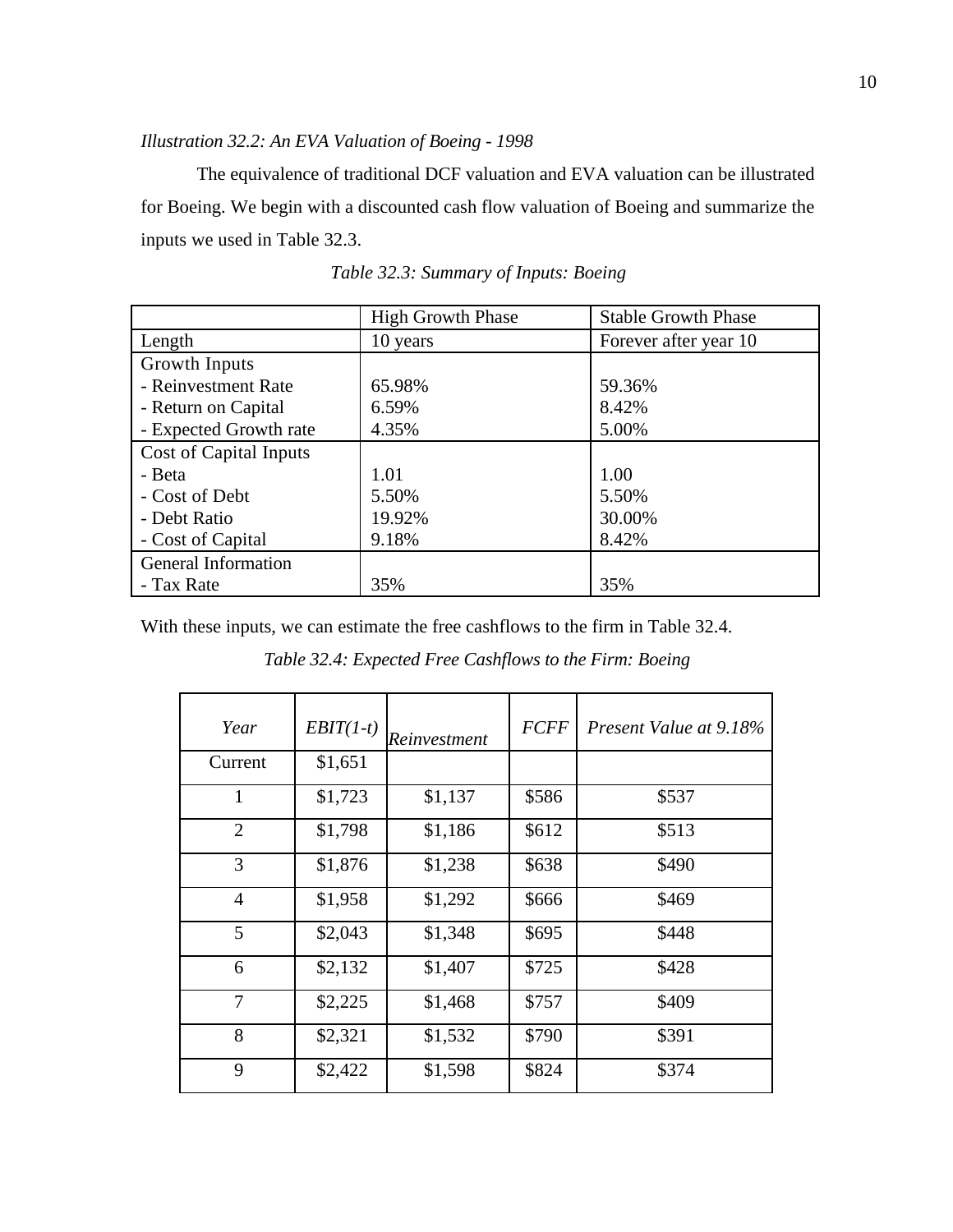*Illustration 32.2: An EVA Valuation of Boeing - 1998*

The equivalence of traditional DCF valuation and EVA valuation can be illustrated for Boeing. We begin with a discounted cash flow valuation of Boeing and summarize the inputs we used in Table 32.3.

*Table 32.3: Summary of Inputs: Boeing*

| | High Growth Phase | Stable Growth Phase |
|---|---|---|
| Length | 10 years | Forever after year 10 |
| Growth Inputs | | |
| - Reinvestment Rate | 65.98% | 59.36% |
| - Return on Capital | 6.59% | 8.42% |
| - Expected Growth rate | 4.35% | 5.00% |
| Cost of Capital Inputs | | |
| - Beta | 1.01 | 1.00 |
| - Cost of Debt | 5.50% | 5.50% |
| - Debt Ratio | 19.92% | 30.00% |
| - Cost of Capital | 9.18% | 8.42% |
| General Information | | |
| - Tax Rate | 35% | 35% |

With these inputs, we can estimate the free cashflows to the firm in Table 32.4.

*Table 32.4: Expected Free Cashflows to the Firm: Boeing*

| *Year* | *EBIT(1-t)* | *Reinvestment* | *FCFF* | *Present Value at 9.18%* |
|---|---|---|---|---|
| Current | $1,651 | | | |
| 1 | $1,723 | $1,137 | $586 | $537 |
| 2 | $1,798 | $1,186 | $612 | $513 |
| 3 | $1,876 | $1,238 | $638 | $490 |
| 4 | $1,958 | $1,292 | $666 | $469 |
| 5 | $2,043 | $1,348 | $695 | $448 |
| 6 | $2,132 | $1,407 | $725 | $428 |
| 7 | $2,225 | $1,468 | $757 | $409 |
| 8 | $2,321 | $1,532 | $790 | $391 |
| 9 | $2,422 | $1,598 | $824 | $374 |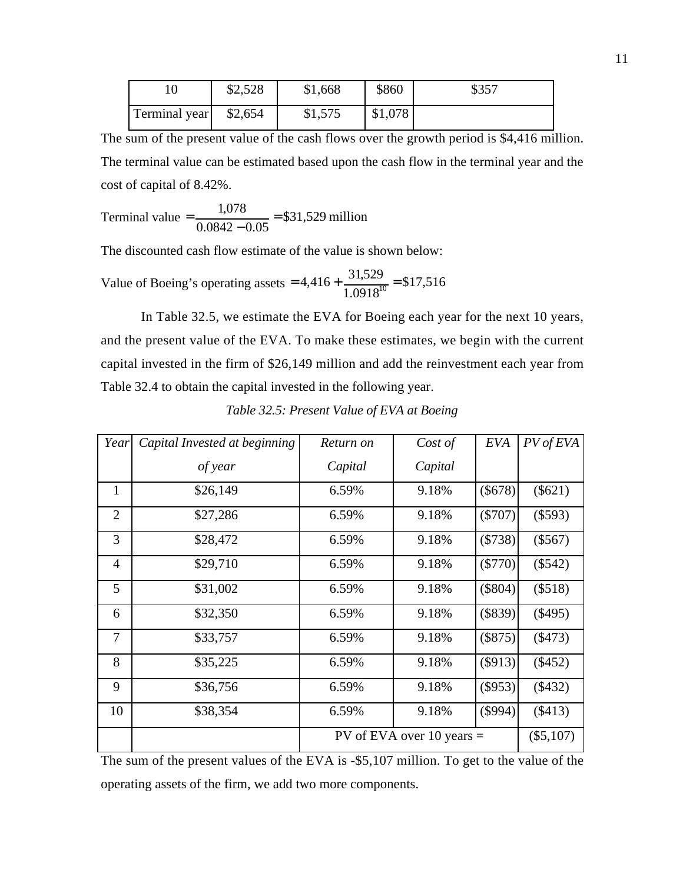| 10 | $2,528 | $1,668 | $860 | $357 |
|---|---|---|---|---|
| Terminal year | $2,654 | $1,575 | $1,078 | |

The sum of the present value of the cash flows over the growth period is $4,416 million. The terminal value can be estimated based upon the cash flow in the terminal year and the cost of capital of 8.42%.

$$\text{Terminal value} = \frac{1{,}078}{0.0842 - 0.05} = \$31{,}529 \text{ million}$$

The discounted cash flow estimate of the value is shown below:

$$\text{Value of Boeing's operating assets} = 4{,}416 + \frac{31{,}529}{1.0918^{10}} = \$17{,}516$$

In Table 32.5, we estimate the EVA for Boeing each year for the next 10 years, and the present value of the EVA. To make these estimates, we begin with the current capital invested in the firm of $26,149 million and add the reinvestment each year from Table 32.4 to obtain the capital invested in the following year.

*Table 32.5: Present Value of EVA at Boeing*

| *Year* | *Capital Invested at beginning of year* | *Return on Capital* | *Cost of Capital* | *EVA* | *PV of EVA* |
|---|---|---|---|---|---|
| 1 | $26,149 | 6.59% | 9.18% | ($678) | ($621) |
| 2 | $27,286 | 6.59% | 9.18% | ($707) | ($593) |
| 3 | $28,472 | 6.59% | 9.18% | ($738) | ($567) |
| 4 | $29,710 | 6.59% | 9.18% | ($770) | ($542) |
| 5 | $31,002 | 6.59% | 9.18% | ($804) | ($518) |
| 6 | $32,350 | 6.59% | 9.18% | ($839) | ($495) |
| 7 | $33,757 | 6.59% | 9.18% | ($875) | ($473) |
| 8 | $35,225 | 6.59% | 9.18% | ($913) | ($452) |
| 9 | $36,756 | 6.59% | 9.18% | ($953) | ($432) |
| 10 | $38,354 | 6.59% | 9.18% | ($994) | ($413) |
| | | PV of EVA over 10 years = | | | ($5,107) |

The sum of the present values of the EVA is -$5,107 million. To get to the value of the operating assets of the firm, we add two more components.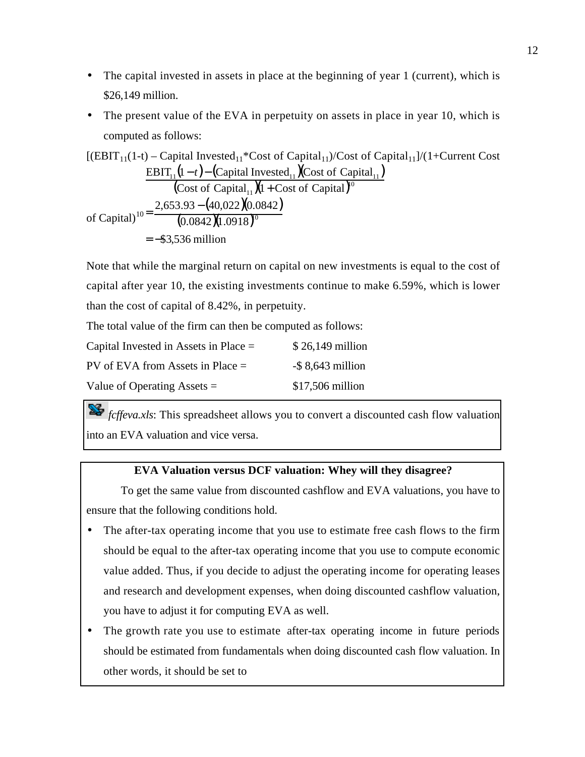- The capital invested in assets in place at the beginning of year 1 (current), which is \$26,149 million.
- The present value of the EVA in perpetuity on assets in place in year 10, which is computed as follows:

$[(EBIT_{11}(1\text{-}t) – \text{Capital Invested}_{11}*\text{Cost of Capital}_{11})/\text{Cost of Capital}_{11}]/(1+\text{Current Cost of Capital})^{10}$

$$= \frac{\text{EBIT}_{11}(1-t) - (\text{Capital Invested}_{11})(\text{Cost of Capital}_{11})}{(\text{Cost of Capital}_{11})(1+\text{Cost of Capital})^{10}}$$

$$= \frac{2{,}653.93 - (40{,}022)(0.0842)}{(0.0842)(1.0918)^{10}}$$

$$= -\$3{,}536 \text{ million}$$

Note that while the marginal return on capital on new investments is equal to the cost of capital after year 10, the existing investments continue to make 6.59%, which is lower than the cost of capital of 8.42%, in perpetuity.

The total value of the firm can then be computed as follows:

| | |
|---|---|
| Capital Invested in Assets in Place = | \$ 26,149 million |
| PV of EVA from Assets in Place = | -\$ 8,643 million |
| Value of Operating Assets = | \$17,506 million |

*fcffeva.xls*: This spreadsheet allows you to convert a discounted cash flow valuation into an EVA valuation and vice versa.

**EVA Valuation versus DCF valuation: Whey will they disagree?**

To get the same value from discounted cashflow and EVA valuations, you have to ensure that the following conditions hold.

- The after-tax operating income that you use to estimate free cash flows to the firm should be equal to the after-tax operating income that you use to compute economic value added. Thus, if you decide to adjust the operating income for operating leases and research and development expenses, when doing discounted cashflow valuation, you have to adjust it for computing EVA as well.
- The growth rate you use to estimate after-tax operating income in future periods should be estimated from fundamentals when doing discounted cash flow valuation. In other words, it should be set to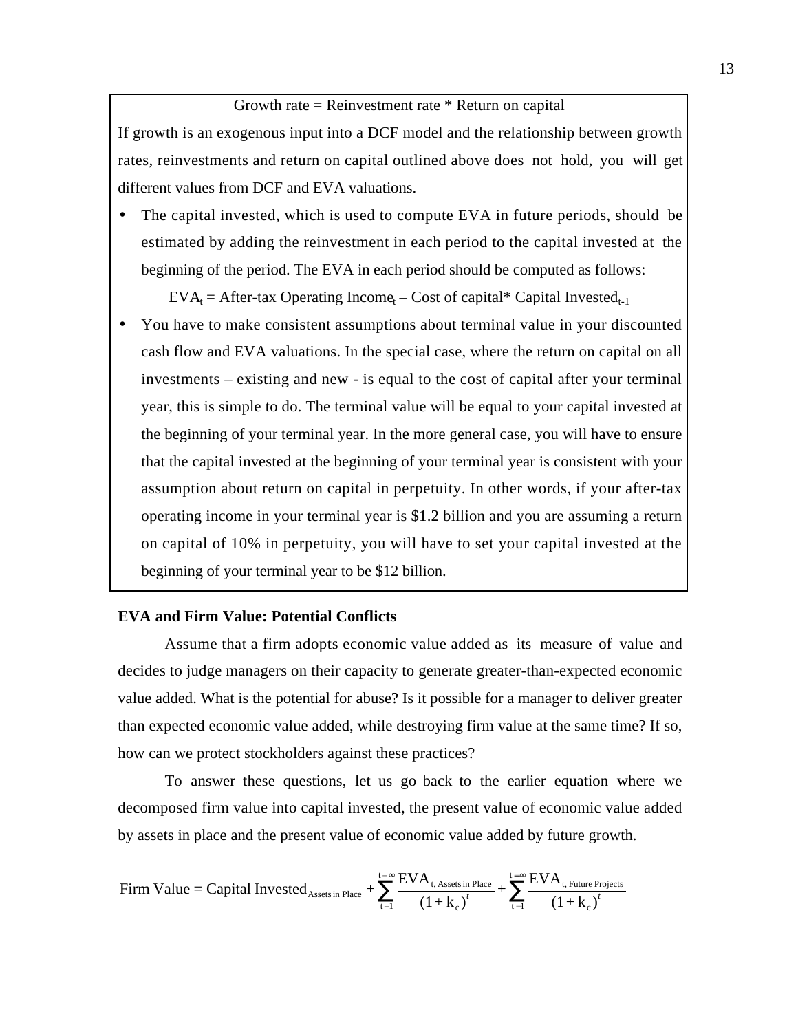Growth rate = Reinvestment rate * Return on capital

If growth is an exogenous input into a DCF model and the relationship between growth rates, reinvestments and return on capital outlined above does not hold, you will get different values from DCF and EVA valuations.

- The capital invested, which is used to compute EVA in future periods, should be estimated by adding the reinvestment in each period to the capital invested at the beginning of the period. The EVA in each period should be computed as follows:

  $$EVA_t = \text{After-tax Operating Income}_t - \text{Cost of capital} * \text{Capital Invested}_{t-1}$$

- You have to make consistent assumptions about terminal value in your discounted cash flow and EVA valuations. In the special case, where the return on capital on all investments – existing and new - is equal to the cost of capital after your terminal year, this is simple to do. The terminal value will be equal to your capital invested at the beginning of your terminal year. In the more general case, you will have to ensure that the capital invested at the beginning of your terminal year is consistent with your assumption about return on capital in perpetuity. In other words, if your after-tax operating income in your terminal year is $1.2 billion and you are assuming a return on capital of 10% in perpetuity, you will have to set your capital invested at the beginning of your terminal year to be $12 billion.

### EVA and Firm Value: Potential Conflicts

Assume that a firm adopts economic value added as its measure of value and decides to judge managers on their capacity to generate greater-than-expected economic value added. What is the potential for abuse? Is it possible for a manager to deliver greater than expected economic value added, while destroying firm value at the same time? If so, how can we protect stockholders against these practices?

To answer these questions, let us go back to the earlier equation where we decomposed firm value into capital invested, the present value of economic value added by assets in place and the present value of economic value added by future growth.

$$\text{Firm Value} = \text{Capital Invested}_{\text{Assets in Place}} + \sum_{t=1}^{t=\infty} \frac{EVA_{t, \text{Assets in Place}}}{(1+k_c)^t} + \sum_{t=1}^{t=\infty} \frac{EVA_{t, \text{Future Projects}}}{(1+k_c)^t}$$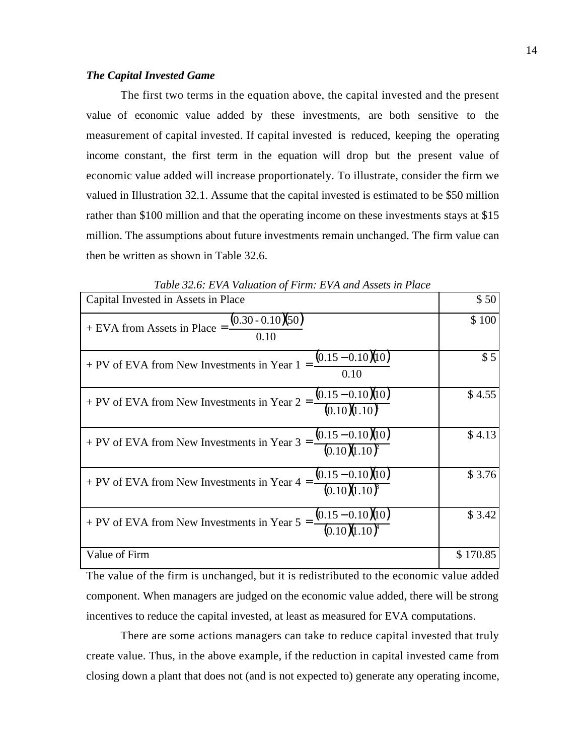***The Capital Invested Game***

The first two terms in the equation above, the capital invested and the present value of economic value added by these investments, are both sensitive to the measurement of capital invested. If capital invested is reduced, keeping the operating income constant, the first term in the equation will drop but the present value of economic value added will increase proportionately. To illustrate, consider the firm we valued in Illustration 32.1. Assume that the capital invested is estimated to be $50 million rather than $100 million and that the operating income on these investments stays at $15 million. The assumptions about future investments remain unchanged. The firm value can then be written as shown in Table 32.6.

*Table 32.6: EVA Valuation of Firm: EVA and Assets in Place*

| | |
|---|---:|
| Capital Invested in Assets in Place | $ 50 |
| + EVA from Assets in Place $= \frac{(0.30 - 0.10)(50)}{0.10}$ | $ 100 |
| + PV of EVA from New Investments in Year 1 $= \frac{(0.15 - 0.10)(10)}{0.10}$ | $ 5 |
| + PV of EVA from New Investments in Year 2 $= \frac{(0.15 - 0.10)(10)}{(0.10)(1.10)}$ | $ 4.55 |
| + PV of EVA from New Investments in Year 3 $= \frac{(0.15 - 0.10)(10)}{(0.10)(1.10)^2}$ | $ 4.13 |
| + PV of EVA from New Investments in Year 4 $= \frac{(0.15 - 0.10)(10)}{(0.10)(1.10)^3}$ | $ 3.76 |
| + PV of EVA from New Investments in Year 5 $= \frac{(0.15 - 0.10)(10)}{(0.10)(1.10)^4}$ | $ 3.42 |
| Value of Firm | $ 170.85 |

The value of the firm is unchanged, but it is redistributed to the economic value added component. When managers are judged on the economic value added, there will be strong incentives to reduce the capital invested, at least as measured for EVA computations.

There are some actions managers can take to reduce capital invested that truly create value. Thus, in the above example, if the reduction in capital invested came from closing down a plant that does not (and is not expected to) generate any operating income,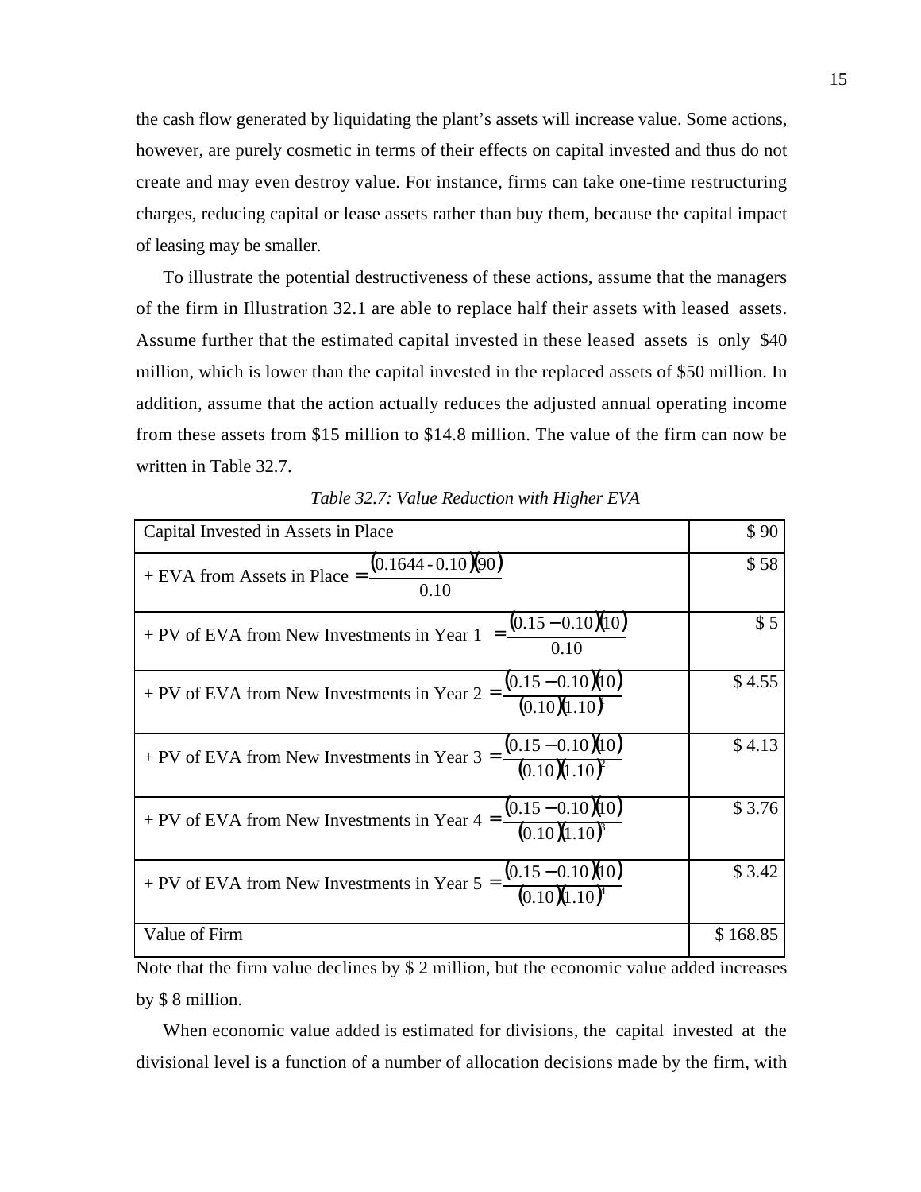the cash flow generated by liquidating the plant's assets will increase value. Some actions, however, are purely cosmetic in terms of their effects on capital invested and thus do not create and may even destroy value. For instance, firms can take one-time restructuring charges, reducing capital or lease assets rather than buy them, because the capital impact of leasing may be smaller.

To illustrate the potential destructiveness of these actions, assume that the managers of the firm in Illustration 32.1 are able to replace half their assets with leased assets. Assume further that the estimated capital invested in these leased assets is only $40 million, which is lower than the capital invested in the replaced assets of $50 million. In addition, assume that the action actually reduces the adjusted annual operating income from these assets from $15 million to $14.8 million. The value of the firm can now be written in Table 32.7.

*Table 32.7: Value Reduction with Higher EVA*

| | |
|---|---|
| Capital Invested in Assets in Place | $ 90 |
| + EVA from Assets in Place $= \frac{(0.1644 - 0.10)(90)}{0.10}$ | $ 58 |
| + PV of EVA from New Investments in Year 1 $= \frac{(0.15 - 0.10)(10)}{0.10}$ | $ 5 |
| + PV of EVA from New Investments in Year 2 $= \frac{(0.15 - 0.10)(10)}{(0.10)(1.10)^1}$ | $ 4.55 |
| + PV of EVA from New Investments in Year 3 $= \frac{(0.15 - 0.10)(10)}{(0.10)(1.10)^2}$ | $ 4.13 |
| + PV of EVA from New Investments in Year 4 $= \frac{(0.15 - 0.10)(10)}{(0.10)(1.10)^3}$ | $ 3.76 |
| + PV of EVA from New Investments in Year 5 $= \frac{(0.15 - 0.10)(10)}{(0.10)(1.10)^4}$ | $ 3.42 |
| Value of Firm | $ 168.85 |

Note that the firm value declines by $ 2 million, but the economic value added increases by $ 8 million.

When economic value added is estimated for divisions, the capital invested at the divisional level is a function of a number of allocation decisions made by the firm, with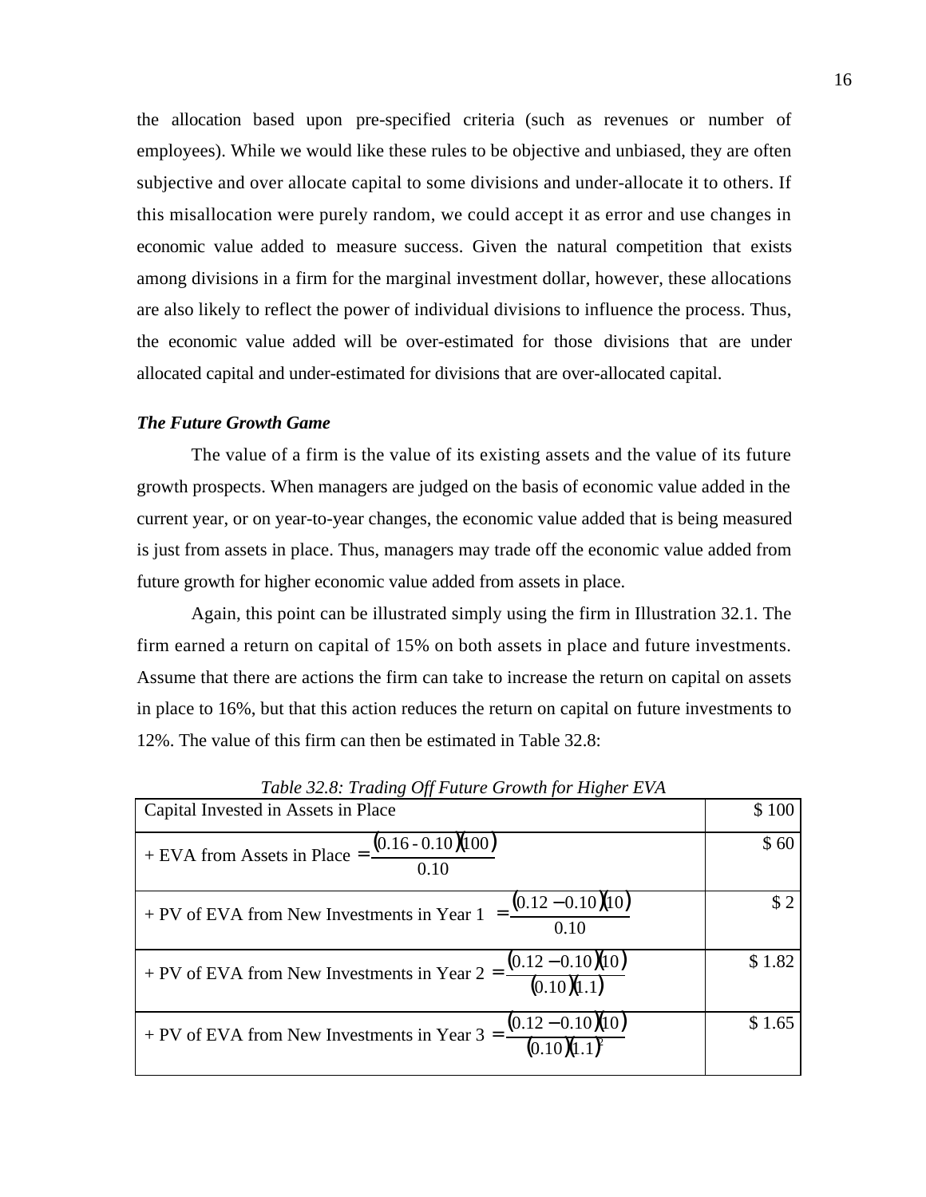the allocation based upon pre-specified criteria (such as revenues or number of employees). While we would like these rules to be objective and unbiased, they are often subjective and over allocate capital to some divisions and under-allocate it to others. If this misallocation were purely random, we could accept it as error and use changes in economic value added to measure success. Given the natural competition that exists among divisions in a firm for the marginal investment dollar, however, these allocations are also likely to reflect the power of individual divisions to influence the process. Thus, the economic value added will be over-estimated for those divisions that are under allocated capital and under-estimated for divisions that are over-allocated capital.

***The Future Growth Game***

The value of a firm is the value of its existing assets and the value of its future growth prospects. When managers are judged on the basis of economic value added in the current year, or on year-to-year changes, the economic value added that is being measured is just from assets in place. Thus, managers may trade off the economic value added from future growth for higher economic value added from assets in place.

Again, this point can be illustrated simply using the firm in Illustration 32.1. The firm earned a return on capital of 15% on both assets in place and future investments. Assume that there are actions the firm can take to increase the return on capital on assets in place to 16%, but that this action reduces the return on capital on future investments to 12%. The value of this firm can then be estimated in Table 32.8:

*Table 32.8: Trading Off Future Growth for Higher EVA*

| | |
|---|---|
| Capital Invested in Assets in Place | \$ 100 |
| + EVA from Assets in Place $= \frac{(0.16 - 0.10)(100)}{0.10}$ | \$ 60 |
| + PV of EVA from New Investments in Year 1 $= \frac{(0.12 - 0.10)(10)}{0.10}$ | \$ 2 |
| + PV of EVA from New Investments in Year 2 $= \frac{(0.12 - 0.10)(10)}{(0.10)(1.1)}$ | \$ 1.82 |
| + PV of EVA from New Investments in Year 3 $= \frac{(0.12 - 0.10)(10)}{(0.10)(1.1)^2}$ | \$ 1.65 |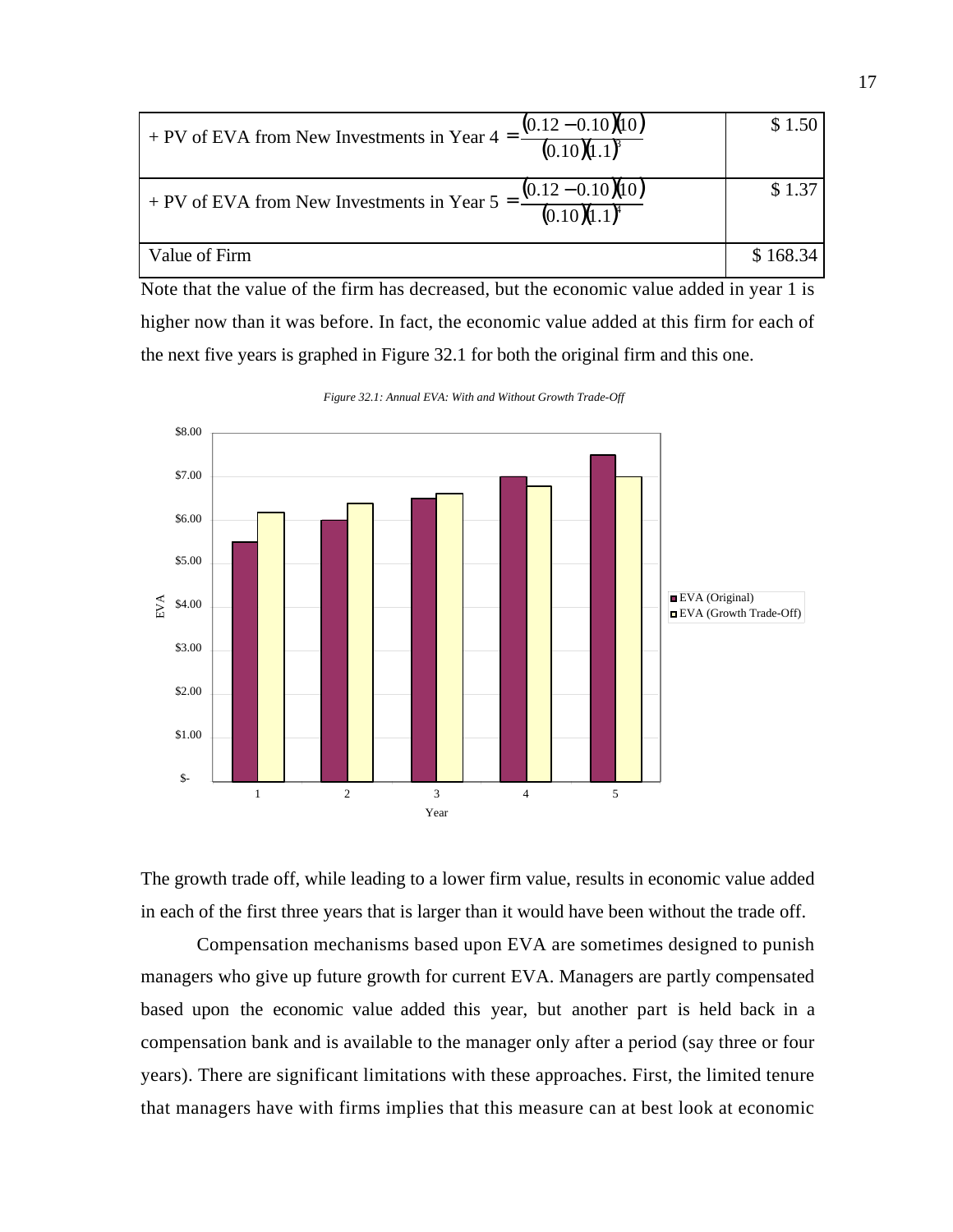| + PV of EVA from New Investments in Year 4 $= \frac{(0.12 - 0.10)(10)}{(0.10)(1.1)^3}$ | \$ 1.50 |
|---|---|
| + PV of EVA from New Investments in Year 5 $= \frac{(0.12 - 0.10)(10)}{(0.10)(1.1)^4}$ | \$ 1.37 |
| Value of Firm | \$ 168.34 |

Note that the value of the firm has decreased, but the economic value added in year 1 is higher now than it was before. In fact, the economic value added at this firm for each of the next five years is graphed in Figure 32.1 for both the original firm and this one.

*Figure 32.1: Annual EVA: With and Without Growth Trade-Off*

The growth trade off, while leading to a lower firm value, results in economic value added in each of the first three years that is larger than it would have been without the trade off.

Compensation mechanisms based upon EVA are sometimes designed to punish managers who give up future growth for current EVA. Managers are partly compensated based upon the economic value added this year, but another part is held back in a compensation bank and is available to the manager only after a period (say three or four years). There are significant limitations with these approaches. First, the limited tenure that managers have with firms implies that this measure can at best look at economic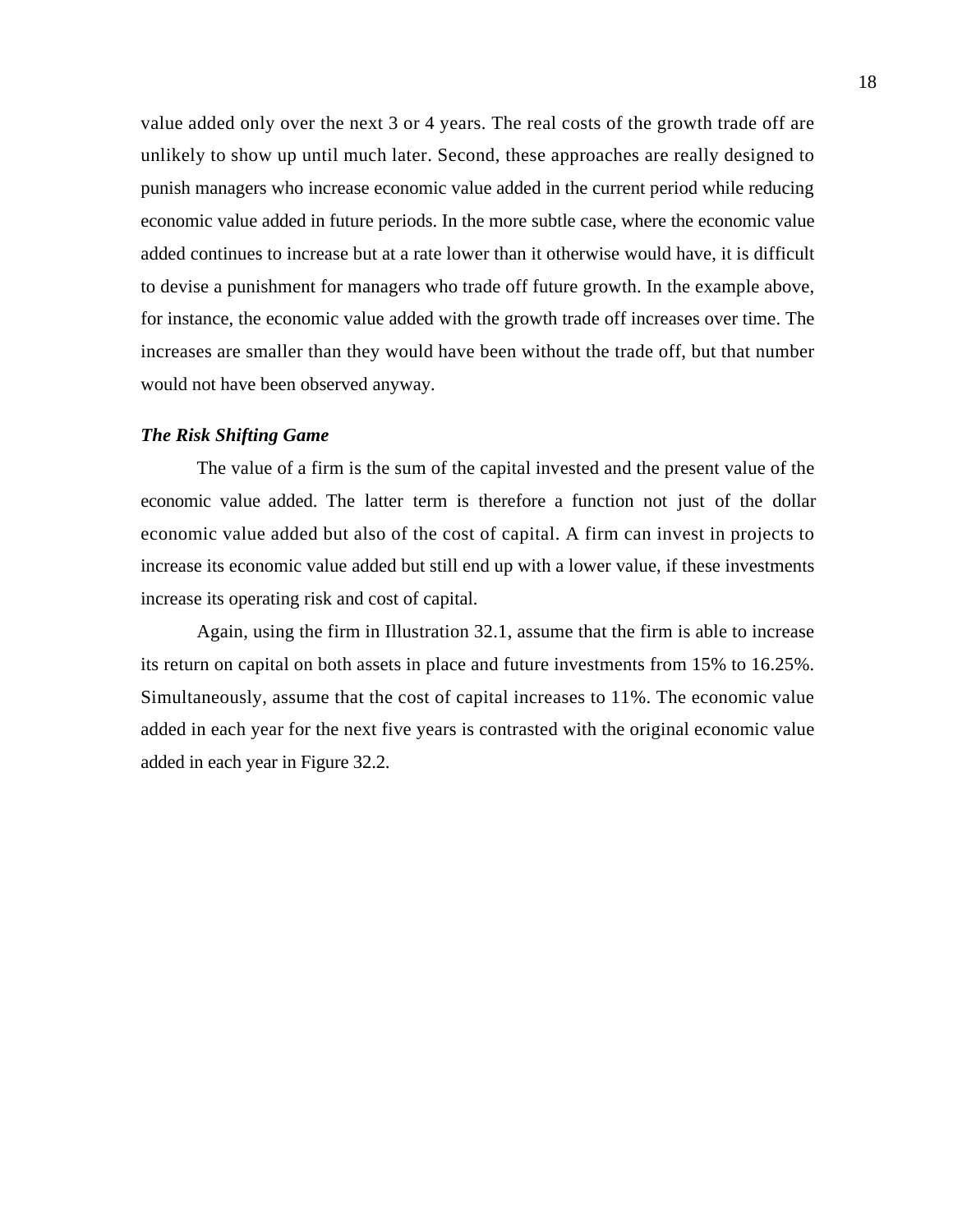value added only over the next 3 or 4 years. The real costs of the growth trade off are unlikely to show up until much later. Second, these approaches are really designed to punish managers who increase economic value added in the current period while reducing economic value added in future periods. In the more subtle case, where the economic value added continues to increase but at a rate lower than it otherwise would have, it is difficult to devise a punishment for managers who trade off future growth. In the example above, for instance, the economic value added with the growth trade off increases over time. The increases are smaller than they would have been without the trade off, but that number would not have been observed anyway.

***The Risk Shifting Game***

The value of a firm is the sum of the capital invested and the present value of the economic value added. The latter term is therefore a function not just of the dollar economic value added but also of the cost of capital. A firm can invest in projects to increase its economic value added but still end up with a lower value, if these investments increase its operating risk and cost of capital.

Again, using the firm in Illustration 32.1, assume that the firm is able to increase its return on capital on both assets in place and future investments from 15% to 16.25%. Simultaneously, assume that the cost of capital increases to 11%. The economic value added in each year for the next five years is contrasted with the original economic value added in each year in Figure 32.2.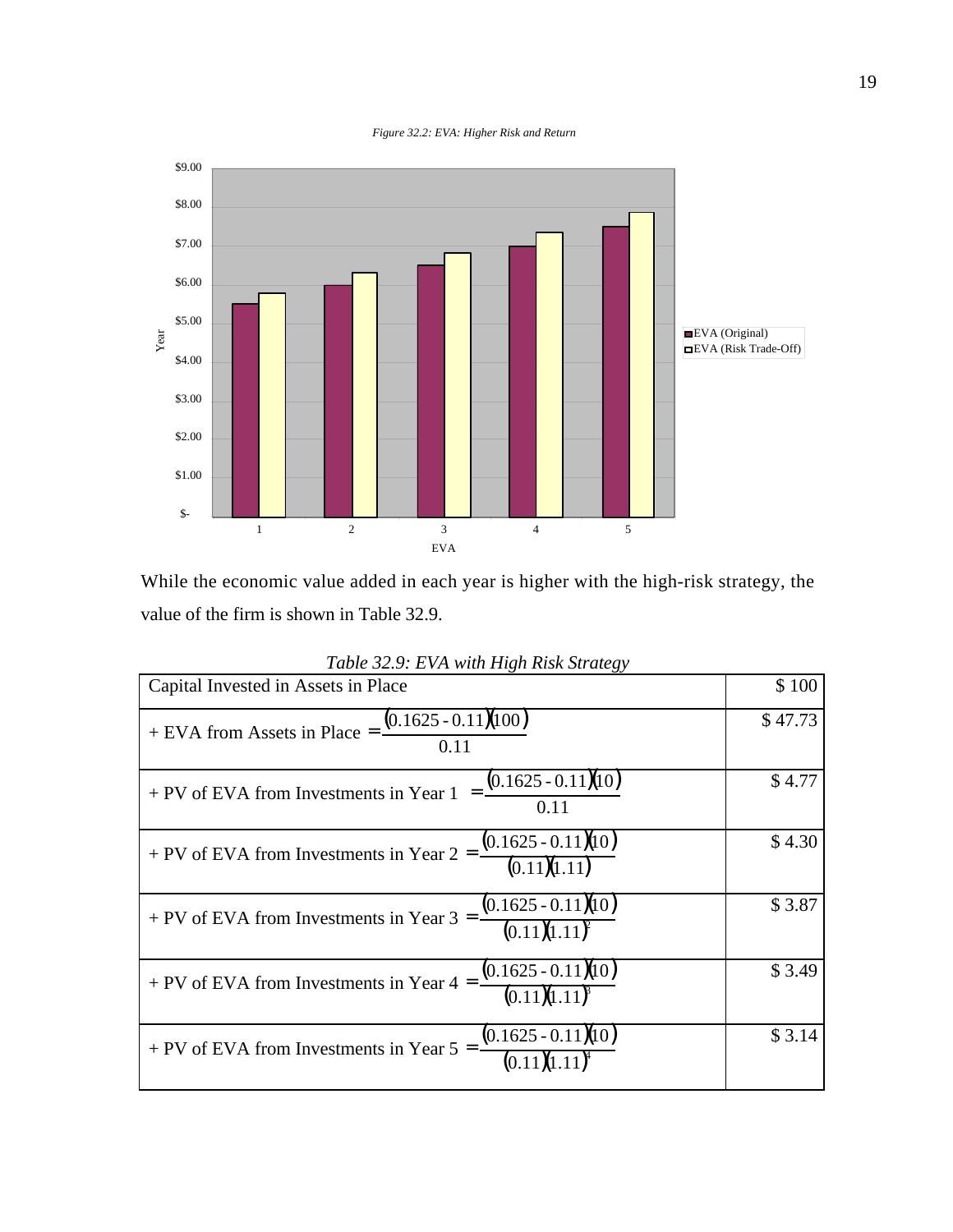*Figure 32.2: EVA: Higher Risk and Return*

While the economic value added in each year is higher with the high-risk strategy, the value of the firm is shown in Table 32.9.

*Table 32.9: EVA with High Risk Strategy*

| | |
|---|---|
| Capital Invested in Assets in Place | $ 100 |
| + EVA from Assets in Place $= \frac{(0.1625 - 0.11)(100)}{0.11}$ | $ 47.73 |
| + PV of EVA from Investments in Year 1 $= \frac{(0.1625 - 0.11)(10)}{0.11}$ | $ 4.77 |
| + PV of EVA from Investments in Year 2 $= \frac{(0.1625 - 0.11)(10)}{(0.11)(1.11)}$ | $ 4.30 |
| + PV of EVA from Investments in Year 3 $= \frac{(0.1625 - 0.11)(10)}{(0.11)(1.11)^2}$ | $ 3.87 |
| + PV of EVA from Investments in Year 4 $= \frac{(0.1625 - 0.11)(10)}{(0.11)(1.11)^3}$ | $ 3.49 |
| + PV of EVA from Investments in Year 5 $= \frac{(0.1625 - 0.11)(10)}{(0.11)(1.11)^4}$ | $ 3.14 |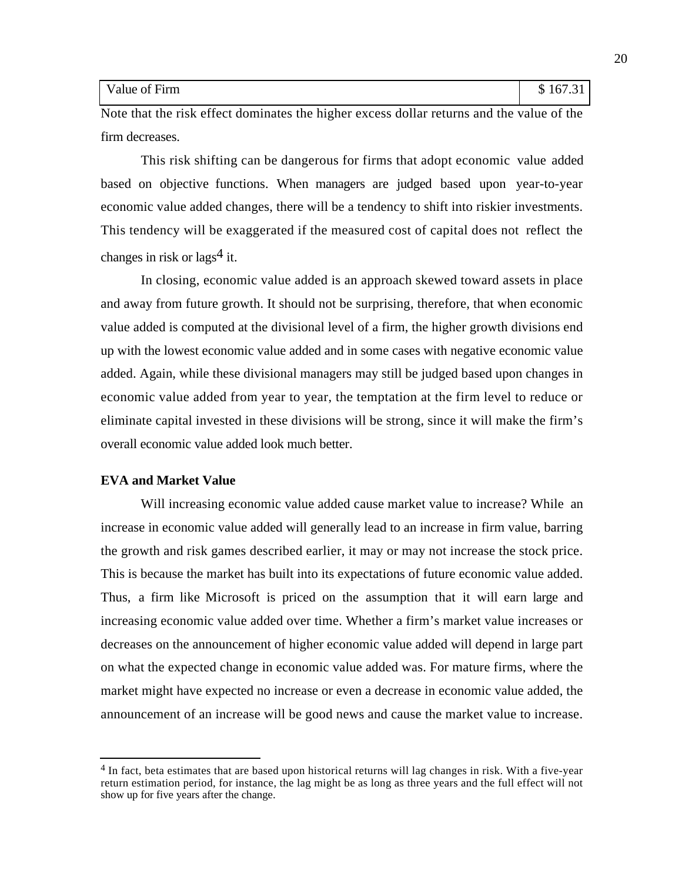| | |
|---|---|
| Value of Firm | \$ 167.31 |

Note that the risk effect dominates the higher excess dollar returns and the value of the firm decreases.

This risk shifting can be dangerous for firms that adopt economic value added based on objective functions. When managers are judged based upon year-to-year economic value added changes, there will be a tendency to shift into riskier investments. This tendency will be exaggerated if the measured cost of capital does not reflect the changes in risk or lags[4] it.

In closing, economic value added is an approach skewed toward assets in place and away from future growth. It should not be surprising, therefore, that when economic value added is computed at the divisional level of a firm, the higher growth divisions end up with the lowest economic value added and in some cases with negative economic value added. Again, while these divisional managers may still be judged based upon changes in economic value added from year to year, the temptation at the firm level to reduce or eliminate capital invested in these divisions will be strong, since it will make the firm's overall economic value added look much better.

**EVA and Market Value**

Will increasing economic value added cause market value to increase? While an increase in economic value added will generally lead to an increase in firm value, barring the growth and risk games described earlier, it may or may not increase the stock price. This is because the market has built into its expectations of future economic value added. Thus, a firm like Microsoft is priced on the assumption that it will earn large and increasing economic value added over time. Whether a firm's market value increases or decreases on the announcement of higher economic value added will depend in large part on what the expected change in economic value added was. For mature firms, where the market might have expected no increase or even a decrease in economic value added, the announcement of an increase will be good news and cause the market value to increase.

[4] In fact, beta estimates that are based upon historical returns will lag changes in risk. With a five-year return estimation period, for instance, the lag might be as long as three years and the full effect will not show up for five years after the change.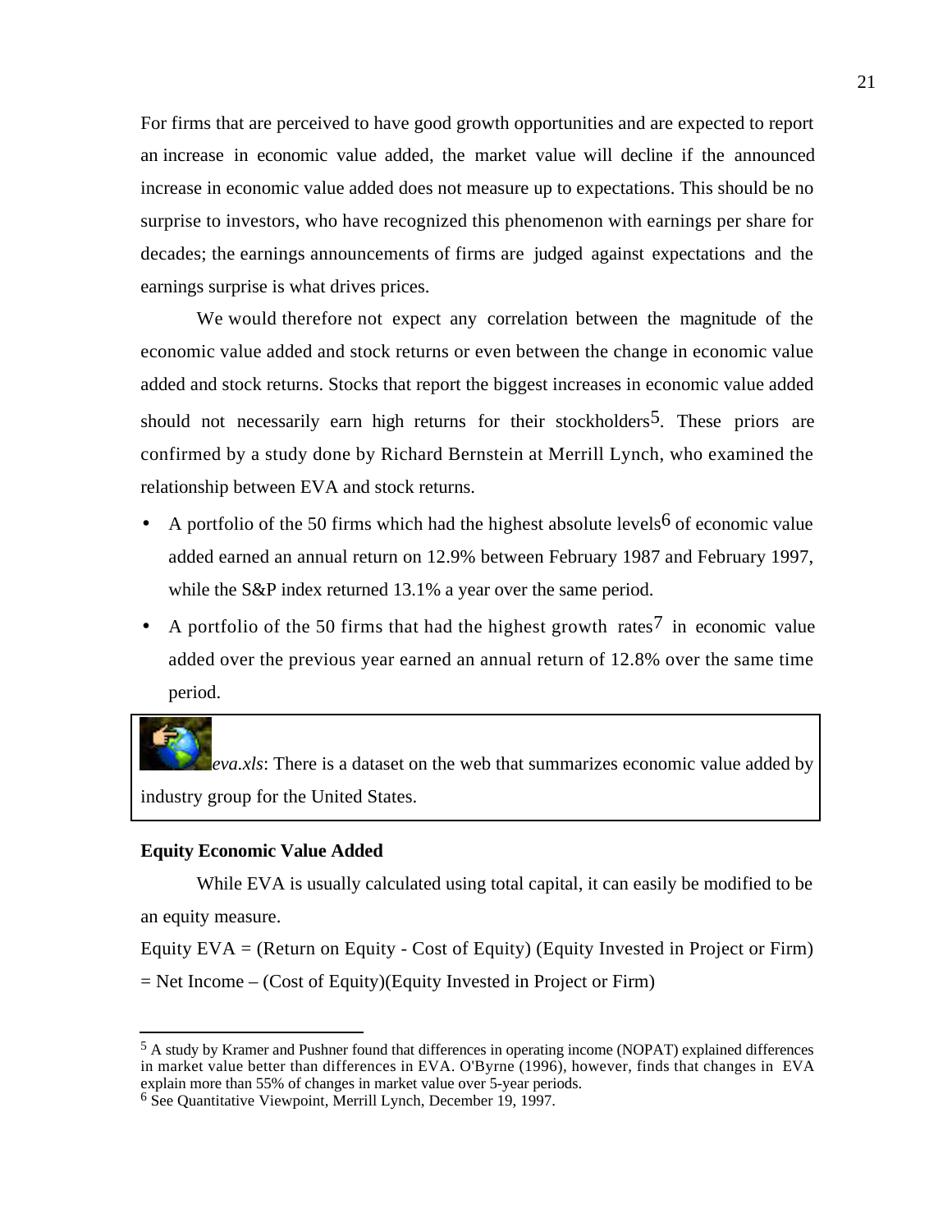For firms that are perceived to have good growth opportunities and are expected to report an increase in economic value added, the market value will decline if the announced increase in economic value added does not measure up to expectations. This should be no surprise to investors, who have recognized this phenomenon with earnings per share for decades; the earnings announcements of firms are judged against expectations and the earnings surprise is what drives prices.

We would therefore not expect any correlation between the magnitude of the economic value added and stock returns or even between the change in economic value added and stock returns. Stocks that report the biggest increases in economic value added should not necessarily earn high returns for their stockholders[5]. These priors are confirmed by a study done by Richard Bernstein at Merrill Lynch, who examined the relationship between EVA and stock returns.

- A portfolio of the 50 firms which had the highest absolute levels[6] of economic value added earned an annual return on 12.9% between February 1987 and February 1997, while the S&P index returned 13.1% a year over the same period.
- A portfolio of the 50 firms that had the highest growth rates[7] in economic value added over the previous year earned an annual return of 12.8% over the same time period.

*eva.xls*: There is a dataset on the web that summarizes economic value added by industry group for the United States.

**Equity Economic Value Added**

While EVA is usually calculated using total capital, it can easily be modified to be an equity measure.

Equity EVA = (Return on Equity - Cost of Equity) (Equity Invested in Project or Firm)
= Net Income – (Cost of Equity)(Equity Invested in Project or Firm)

---

[5] A study by Kramer and Pushner found that differences in operating income (NOPAT) explained differences in market value better than differences in EVA. O'Byrne (1996), however, finds that changes in EVA explain more than 55% of changes in market value over 5-year periods.

[6] See Quantitative Viewpoint, Merrill Lynch, December 19, 1997.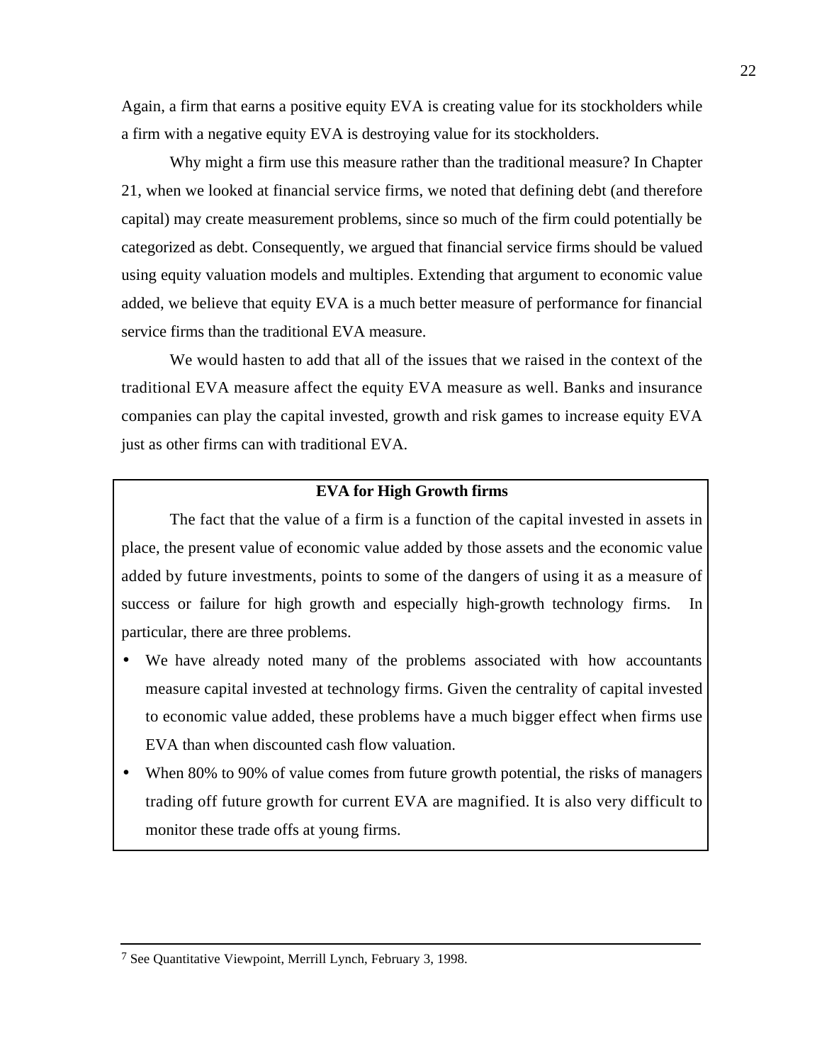Again, a firm that earns a positive equity EVA is creating value for its stockholders while a firm with a negative equity EVA is destroying value for its stockholders.

Why might a firm use this measure rather than the traditional measure? In Chapter 21, when we looked at financial service firms, we noted that defining debt (and therefore capital) may create measurement problems, since so much of the firm could potentially be categorized as debt. Consequently, we argued that financial service firms should be valued using equity valuation models and multiples. Extending that argument to economic value added, we believe that equity EVA is a much better measure of performance for financial service firms than the traditional EVA measure.

We would hasten to add that all of the issues that we raised in the context of the traditional EVA measure affect the equity EVA measure as well. Banks and insurance companies can play the capital invested, growth and risk games to increase equity EVA just as other firms can with traditional EVA.

**EVA for High Growth firms**

The fact that the value of a firm is a function of the capital invested in assets in place, the present value of economic value added by those assets and the economic value added by future investments, points to some of the dangers of using it as a measure of success or failure for high growth and especially high-growth technology firms. In particular, there are three problems.

- We have already noted many of the problems associated with how accountants measure capital invested at technology firms. Given the centrality of capital invested to economic value added, these problems have a much bigger effect when firms use EVA than when discounted cash flow valuation.
- When 80% to 90% of value comes from future growth potential, the risks of managers trading off future growth for current EVA are magnified. It is also very difficult to monitor these trade offs at young firms.

[7] See Quantitative Viewpoint, Merrill Lynch, February 3, 1998.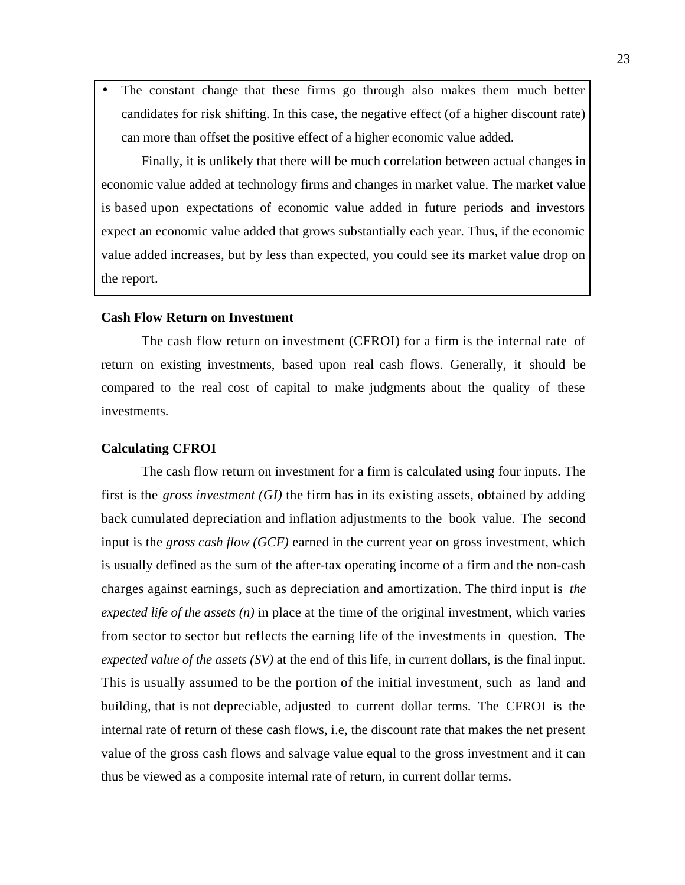- The constant change that these firms go through also makes them much better candidates for risk shifting. In this case, the negative effect (of a higher discount rate) can more than offset the positive effect of a higher economic value added.

Finally, it is unlikely that there will be much correlation between actual changes in economic value added at technology firms and changes in market value. The market value is based upon expectations of economic value added in future periods and investors expect an economic value added that grows substantially each year. Thus, if the economic value added increases, but by less than expected, you could see its market value drop on the report.

**Cash Flow Return on Investment**

The cash flow return on investment (CFROI) for a firm is the internal rate of return on existing investments, based upon real cash flows. Generally, it should be compared to the real cost of capital to make judgments about the quality of these investments.

**Calculating CFROI**

The cash flow return on investment for a firm is calculated using four inputs. The first is the *gross investment (GI)* the firm has in its existing assets, obtained by adding back cumulated depreciation and inflation adjustments to the book value. The second input is the *gross cash flow (GCF)* earned in the current year on gross investment, which is usually defined as the sum of the after-tax operating income of a firm and the non-cash charges against earnings, such as depreciation and amortization. The third input is *the expected life of the assets (n)* in place at the time of the original investment, which varies from sector to sector but reflects the earning life of the investments in question. The *expected value of the assets (SV)* at the end of this life, in current dollars, is the final input. This is usually assumed to be the portion of the initial investment, such as land and building, that is not depreciable, adjusted to current dollar terms. The CFROI is the internal rate of return of these cash flows, i.e, the discount rate that makes the net present value of the gross cash flows and salvage value equal to the gross investment and it can thus be viewed as a composite internal rate of return, in current dollar terms.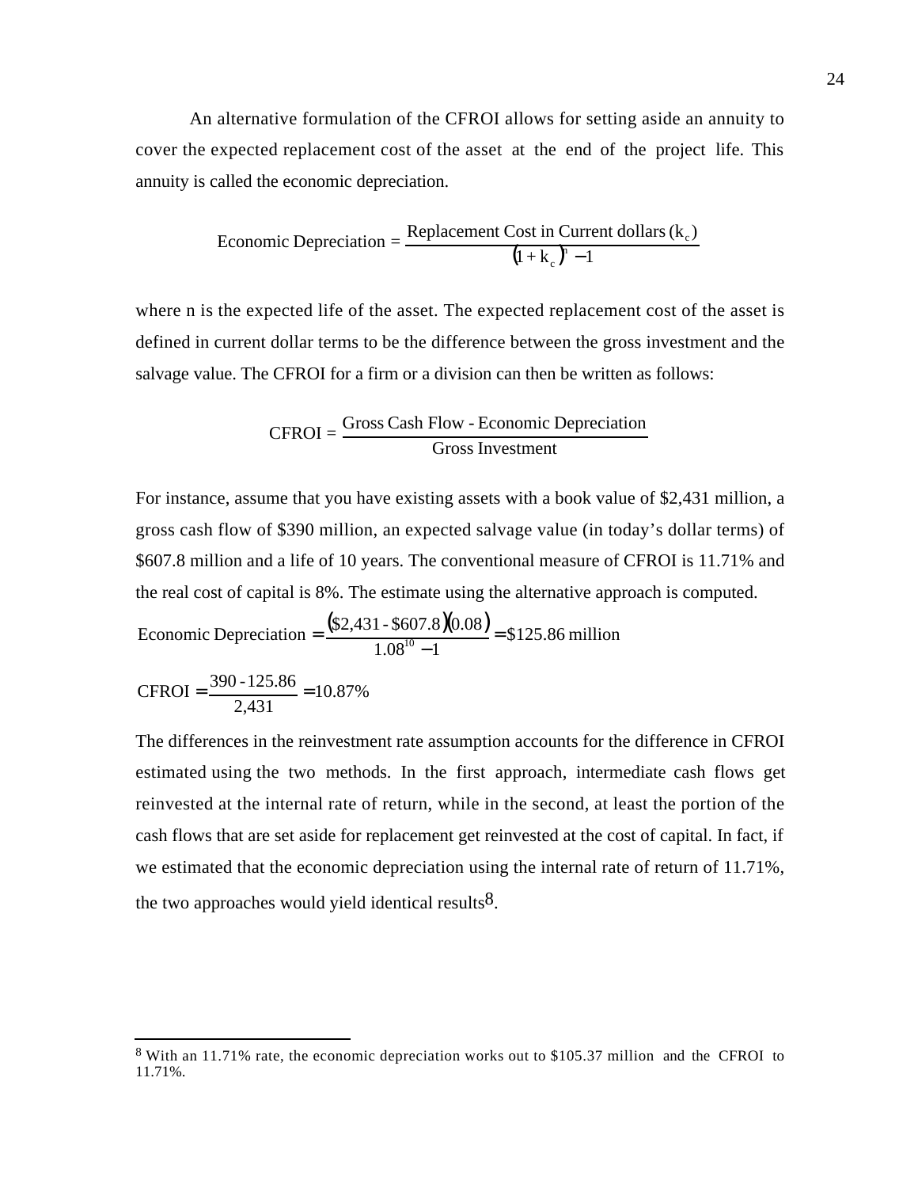An alternative formulation of the CFROI allows for setting aside an annuity to cover the expected replacement cost of the asset at the end of the project life. This annuity is called the economic depreciation.

$$\text{Economic Depreciation} = \frac{\text{Replacement Cost in Current dollars}\,(k_c)}{(1 + k_c)^n - 1}$$

where n is the expected life of the asset. The expected replacement cost of the asset is defined in current dollar terms to be the difference between the gross investment and the salvage value. The CFROI for a firm or a division can then be written as follows:

$$\text{CFROI} = \frac{\text{Gross Cash Flow - Economic Depreciation}}{\text{Gross Investment}}$$

For instance, assume that you have existing assets with a book value of \$2,431 million, a gross cash flow of \$390 million, an expected salvage value (in today's dollar terms) of \$607.8 million and a life of 10 years. The conventional measure of CFROI is 11.71% and the real cost of capital is 8%. The estimate using the alternative approach is computed.

$$\text{Economic Depreciation} = \frac{(\$2{,}431 - \$607.8)(0.08)}{1.08^{10} - 1} = \$125.86 \text{ million}$$

$$\text{CFROI} = \frac{390 - 125.86}{2{,}431} = 10.87\%$$

The differences in the reinvestment rate assumption accounts for the difference in CFROI estimated using the two methods. In the first approach, intermediate cash flows get reinvested at the internal rate of return, while in the second, at least the portion of the cash flows that are set aside for replacement get reinvested at the cost of capital. In fact, if we estimated that the economic depreciation using the internal rate of return of 11.71%, the two approaches would yield identical results[8].

---

[8] With an 11.71% rate, the economic depreciation works out to \$105.37 million and the CFROI to 11.71%.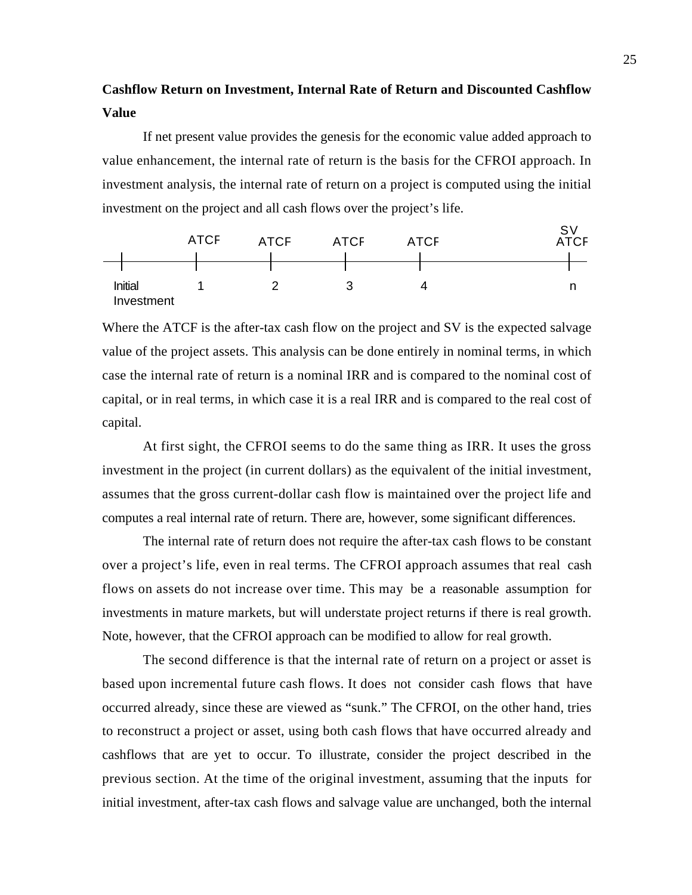**Cashflow Return on Investment, Internal Rate of Return and Discounted Cashflow Value**

If net present value provides the genesis for the economic value added approach to value enhancement, the internal rate of return is the basis for the CFROI approach. In investment analysis, the internal rate of return on a project is computed using the initial investment on the project and all cash flows over the project's life.

ATCF ATCF ATCF ATCF SV ATCF

Initial Investment 1 2 3 4 n

Where the ATCF is the after-tax cash flow on the project and SV is the expected salvage value of the project assets. This analysis can be done entirely in nominal terms, in which case the internal rate of return is a nominal IRR and is compared to the nominal cost of capital, or in real terms, in which case it is a real IRR and is compared to the real cost of capital.

At first sight, the CFROI seems to do the same thing as IRR. It uses the gross investment in the project (in current dollars) as the equivalent of the initial investment, assumes that the gross current-dollar cash flow is maintained over the project life and computes a real internal rate of return. There are, however, some significant differences.

The internal rate of return does not require the after-tax cash flows to be constant over a project's life, even in real terms. The CFROI approach assumes that real cash flows on assets do not increase over time. This may be a reasonable assumption for investments in mature markets, but will understate project returns if there is real growth. Note, however, that the CFROI approach can be modified to allow for real growth.

The second difference is that the internal rate of return on a project or asset is based upon incremental future cash flows. It does not consider cash flows that have occurred already, since these are viewed as "sunk." The CFROI, on the other hand, tries to reconstruct a project or asset, using both cash flows that have occurred already and cashflows that are yet to occur. To illustrate, consider the project described in the previous section. At the time of the original investment, assuming that the inputs for initial investment, after-tax cash flows and salvage value are unchanged, both the internal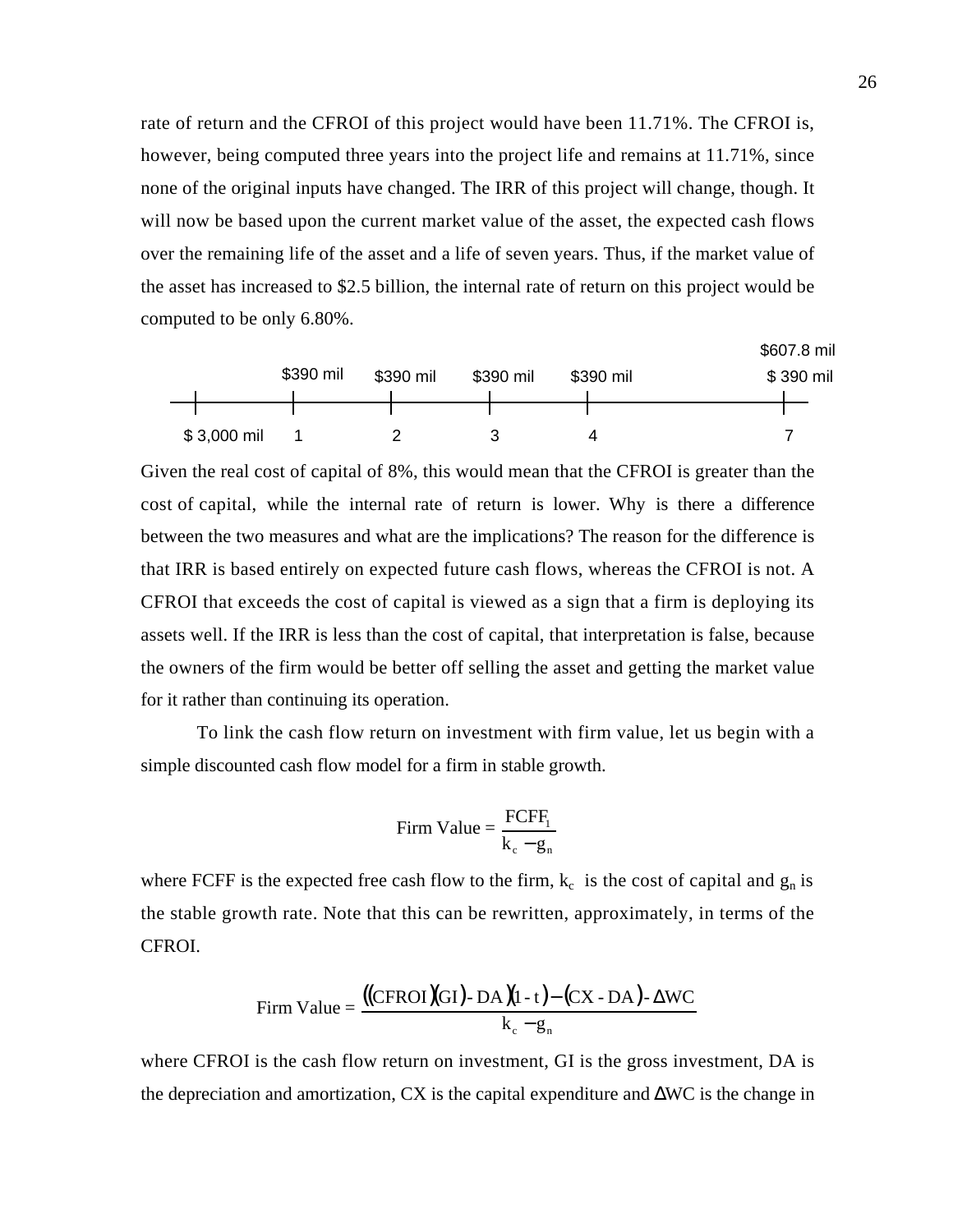rate of return and the CFROI of this project would have been 11.71%. The CFROI is, however, being computed three years into the project life and remains at 11.71%, since none of the original inputs have changed. The IRR of this project will change, though. It will now be based upon the current market value of the asset, the expected cash flows over the remaining life of the asset and a life of seven years. Thus, if the market value of the asset has increased to \$2.5 billion, the internal rate of return on this project would be computed to be only 6.80%.

| | | | | | |
|---|---|---|---|---|---|
| | | | | | \$607.8 mil |
| | \$390 mil | \$390 mil | \$390 mil | \$390 mil | \$ 390 mil |
| \$ 3,000 mil | 1 | 2 | 3 | 4 | 7 |

Given the real cost of capital of 8%, this would mean that the CFROI is greater than the cost of capital, while the internal rate of return is lower. Why is there a difference between the two measures and what are the implications? The reason for the difference is that IRR is based entirely on expected future cash flows, whereas the CFROI is not. A CFROI that exceeds the cost of capital is viewed as a sign that a firm is deploying its assets well. If the IRR is less than the cost of capital, that interpretation is false, because the owners of the firm would be better off selling the asset and getting the market value for it rather than continuing its operation.

To link the cash flow return on investment with firm value, let us begin with a simple discounted cash flow model for a firm in stable growth.

$$\text{Firm Value} = \frac{FCFF_1}{k_c - g_n}$$

where FCFF is the expected free cash flow to the firm, $k_c$ is the cost of capital and $g_n$ is the stable growth rate. Note that this can be rewritten, approximately, in terms of the CFROI.

$$\text{Firm Value} = \frac{((\text{CFROI})(\text{GI}) - \text{DA})(1 - t) - (\text{CX - DA}) - \Delta\text{WC}}{k_c - g_n}$$

where CFROI is the cash flow return on investment, GI is the gross investment, DA is the depreciation and amortization, CX is the capital expenditure and ΔWC is the change in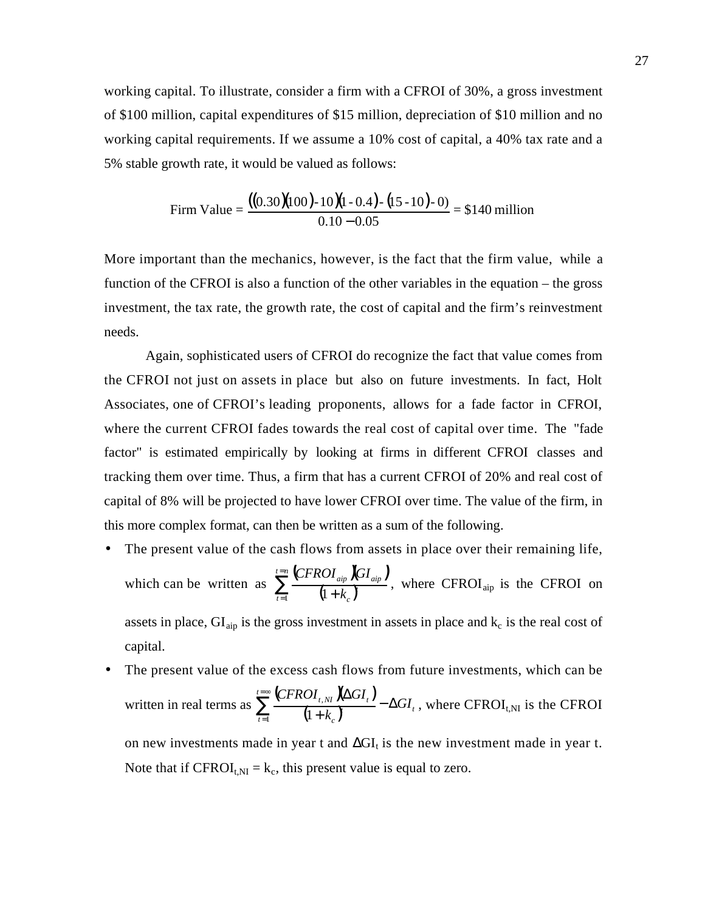working capital. To illustrate, consider a firm with a CFROI of 30%, a gross investment of $100 million, capital expenditures of $15 million, depreciation of $10 million and no working capital requirements. If we assume a 10% cost of capital, a 40% tax rate and a 5% stable growth rate, it would be valued as follows:

$$\text{Firm Value} = \frac{((0.30)(100) - 10)(1 - 0.4) - (15 - 10) - 0)}{0.10 - 0.05} = \$140 \text{ million}$$

More important than the mechanics, however, is the fact that the firm value, while a function of the CFROI is also a function of the other variables in the equation – the gross investment, the tax rate, the growth rate, the cost of capital and the firm's reinvestment needs.

Again, sophisticated users of CFROI do recognize the fact that value comes from the CFROI not just on assets in place but also on future investments. In fact, Holt Associates, one of CFROI's leading proponents, allows for a fade factor in CFROI, where the current CFROI fades towards the real cost of capital over time. The "fade factor" is estimated empirically by looking at firms in different CFROI classes and tracking them over time. Thus, a firm that has a current CFROI of 20% and real cost of capital of 8% will be projected to have lower CFROI over time. The value of the firm, in this more complex format, can then be written as a sum of the following.

- The present value of the cash flows from assets in place over their remaining life, which can be written as $\sum_{t=1}^{t=n} \frac{(CFROI_{aip})(GI_{aip})}{(1+k_c)^t}$, where $CFROI_{aip}$ is the CFROI on assets in place, $GI_{aip}$ is the gross investment in assets in place and $k_c$ is the real cost of capital.
- The present value of the excess cash flows from future investments, which can be written in real terms as $\sum_{t=1}^{t=\infty} \frac{(CFROI_{t,NI})(\Delta GI_t)}{(1+k_c)^t} - \Delta GI_t$, where $CFROI_{t,NI}$ is the CFROI on new investments made in year t and $\Delta GI_t$ is the new investment made in year t. Note that if $CFROI_{t,NI} = k_c$, this present value is equal to zero.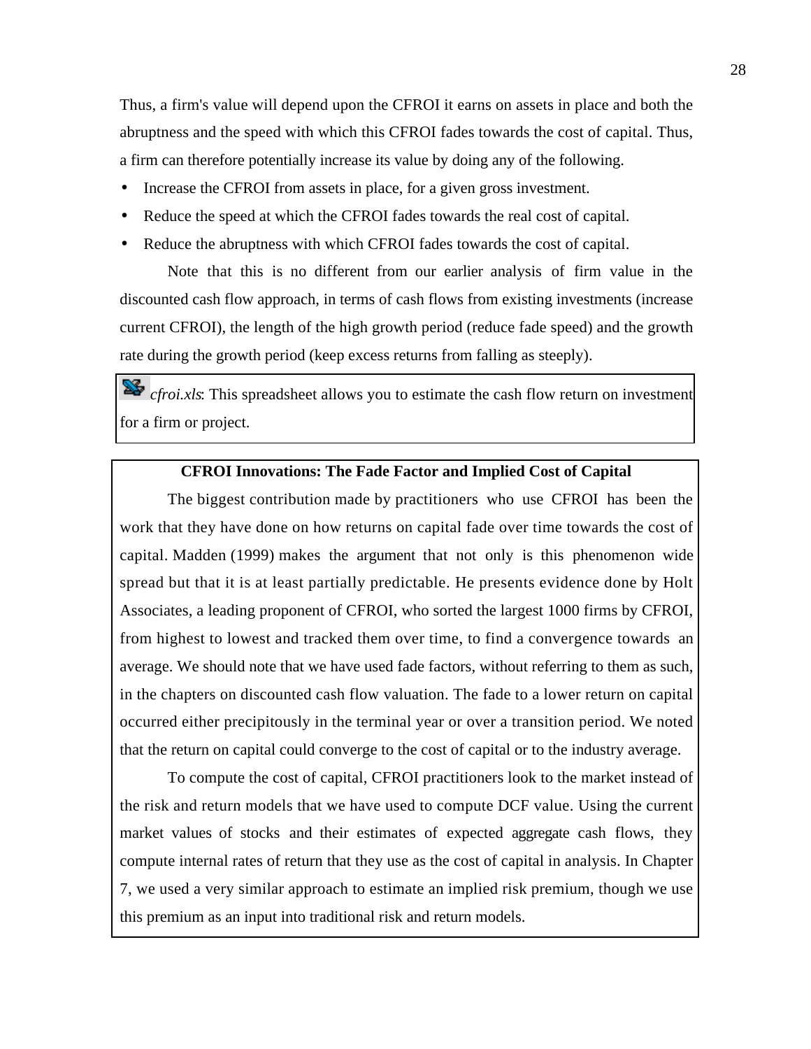Thus, a firm's value will depend upon the CFROI it earns on assets in place and both the abruptness and the speed with which this CFROI fades towards the cost of capital. Thus, a firm can therefore potentially increase its value by doing any of the following.

- Increase the CFROI from assets in place, for a given gross investment.
- Reduce the speed at which the CFROI fades towards the real cost of capital.
- Reduce the abruptness with which CFROI fades towards the cost of capital.

Note that this is no different from our earlier analysis of firm value in the discounted cash flow approach, in terms of cash flows from existing investments (increase current CFROI), the length of the high growth period (reduce fade speed) and the growth rate during the growth period (keep excess returns from falling as steeply).

*cfroi.xls*: This spreadsheet allows you to estimate the cash flow return on investment for a firm or project.

**CFROI Innovations: The Fade Factor and Implied Cost of Capital**

The biggest contribution made by practitioners who use CFROI has been the work that they have done on how returns on capital fade over time towards the cost of capital. Madden (1999) makes the argument that not only is this phenomenon wide spread but that it is at least partially predictable. He presents evidence done by Holt Associates, a leading proponent of CFROI, who sorted the largest 1000 firms by CFROI, from highest to lowest and tracked them over time, to find a convergence towards an average. We should note that we have used fade factors, without referring to them as such, in the chapters on discounted cash flow valuation. The fade to a lower return on capital occurred either precipitously in the terminal year or over a transition period. We noted that the return on capital could converge to the cost of capital or to the industry average.

To compute the cost of capital, CFROI practitioners look to the market instead of the risk and return models that we have used to compute DCF value. Using the current market values of stocks and their estimates of expected aggregate cash flows, they compute internal rates of return that they use as the cost of capital in analysis. In Chapter 7, we used a very similar approach to estimate an implied risk premium, though we use this premium as an input into traditional risk and return models.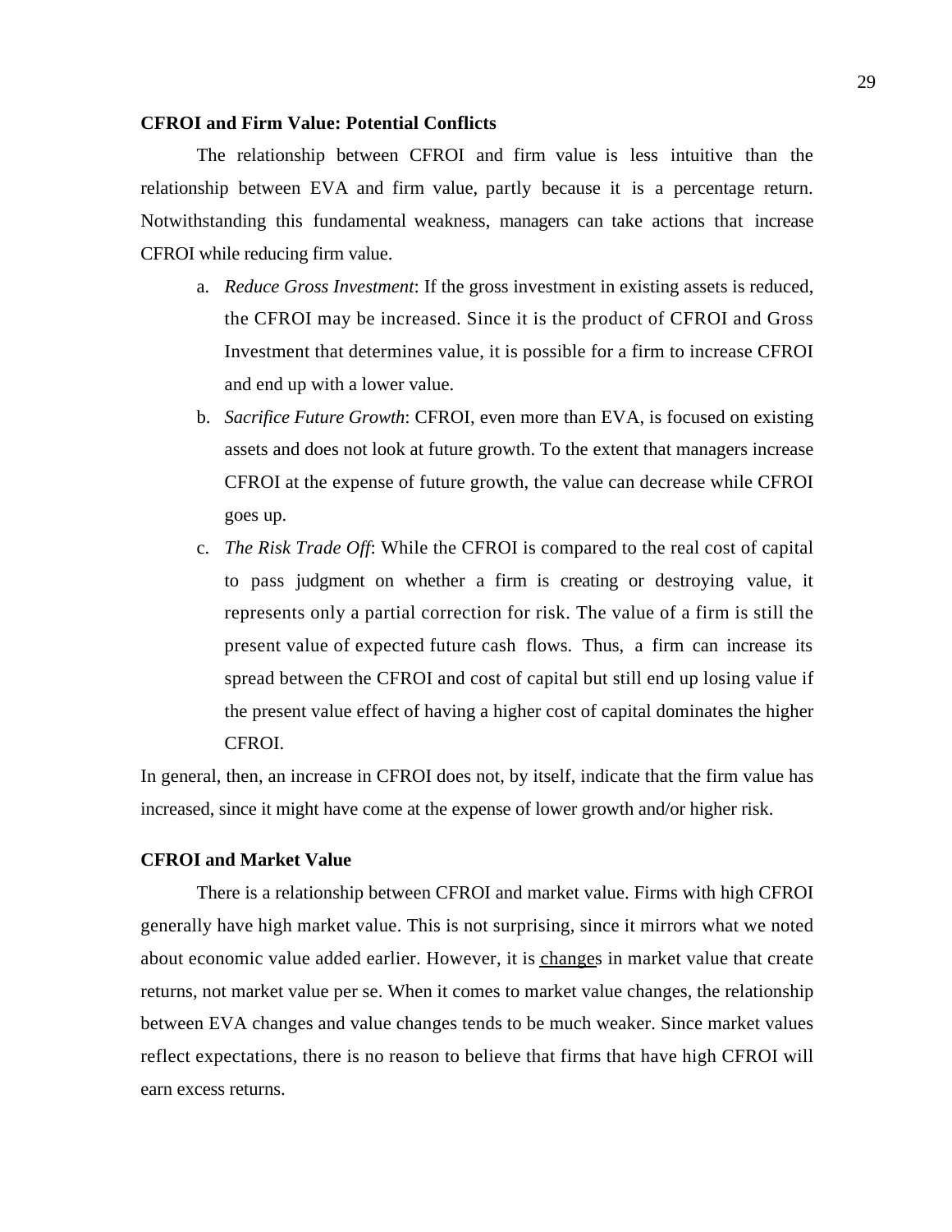**CFROI and Firm Value: Potential Conflicts**

The relationship between CFROI and firm value is less intuitive than the relationship between EVA and firm value, partly because it is a percentage return. Notwithstanding this fundamental weakness, managers can take actions that increase CFROI while reducing firm value.

a. *Reduce Gross Investment*: If the gross investment in existing assets is reduced, the CFROI may be increased. Since it is the product of CFROI and Gross Investment that determines value, it is possible for a firm to increase CFROI and end up with a lower value.
b. *Sacrifice Future Growth*: CFROI, even more than EVA, is focused on existing assets and does not look at future growth. To the extent that managers increase CFROI at the expense of future growth, the value can decrease while CFROI goes up.
c. *The Risk Trade Off*: While the CFROI is compared to the real cost of capital to pass judgment on whether a firm is creating or destroying value, it represents only a partial correction for risk. The value of a firm is still the present value of expected future cash flows. Thus, a firm can increase its spread between the CFROI and cost of capital but still end up losing value if the present value effect of having a higher cost of capital dominates the higher CFROI.

In general, then, an increase in CFROI does not, by itself, indicate that the firm value has increased, since it might have come at the expense of lower growth and/or higher risk.

**CFROI and Market Value**

There is a relationship between CFROI and market value. Firms with high CFROI generally have high market value. This is not surprising, since it mirrors what we noted about economic value added earlier. However, it is <u>change</u>s in market value that create returns, not market value per se. When it comes to market value changes, the relationship between EVA changes and value changes tends to be much weaker. Since market values reflect expectations, there is no reason to believe that firms that have high CFROI will earn excess returns.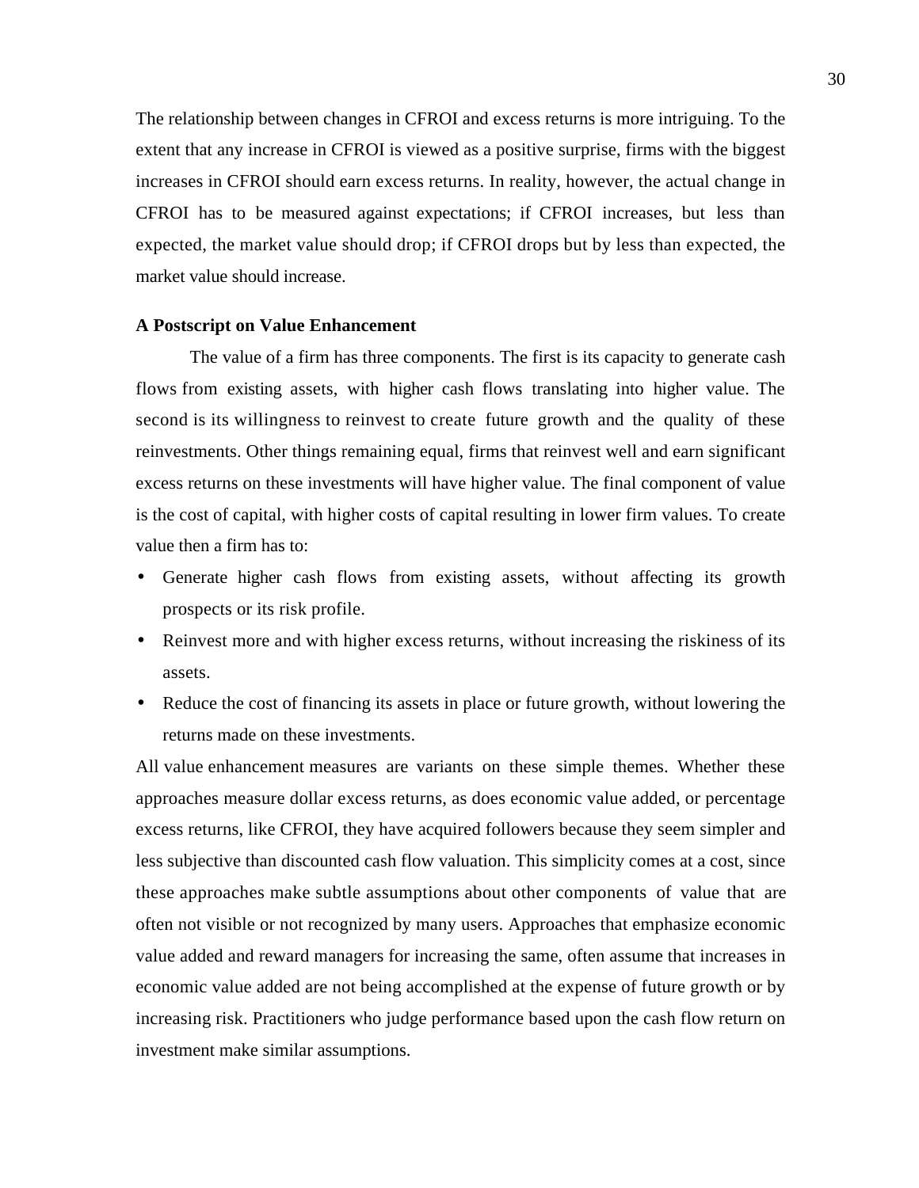The relationship between changes in CFROI and excess returns is more intriguing. To the extent that any increase in CFROI is viewed as a positive surprise, firms with the biggest increases in CFROI should earn excess returns. In reality, however, the actual change in CFROI has to be measured against expectations; if CFROI increases, but less than expected, the market value should drop; if CFROI drops but by less than expected, the market value should increase.

### A Postscript on Value Enhancement

The value of a firm has three components. The first is its capacity to generate cash flows from existing assets, with higher cash flows translating into higher value. The second is its willingness to reinvest to create future growth and the quality of these reinvestments. Other things remaining equal, firms that reinvest well and earn significant excess returns on these investments will have higher value. The final component of value is the cost of capital, with higher costs of capital resulting in lower firm values. To create value then a firm has to:

- Generate higher cash flows from existing assets, without affecting its growth prospects or its risk profile.
- Reinvest more and with higher excess returns, without increasing the riskiness of its assets.
- Reduce the cost of financing its assets in place or future growth, without lowering the returns made on these investments.

All value enhancement measures are variants on these simple themes. Whether these approaches measure dollar excess returns, as does economic value added, or percentage excess returns, like CFROI, they have acquired followers because they seem simpler and less subjective than discounted cash flow valuation. This simplicity comes at a cost, since these approaches make subtle assumptions about other components of value that are often not visible or not recognized by many users. Approaches that emphasize economic value added and reward managers for increasing the same, often assume that increases in economic value added are not being accomplished at the expense of future growth or by increasing risk. Practitioners who judge performance based upon the cash flow return on investment make similar assumptions.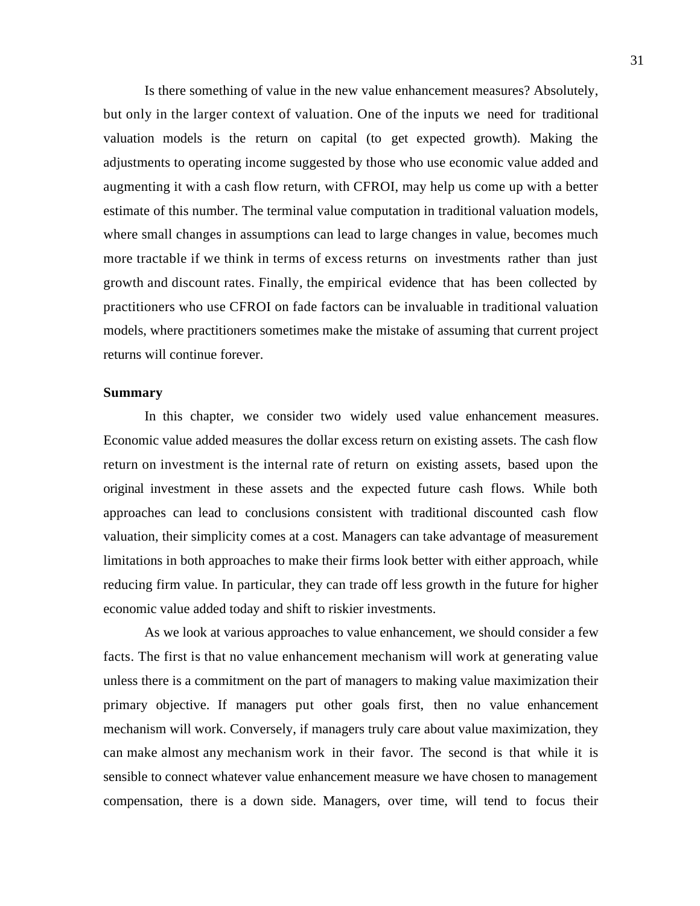Is there something of value in the new value enhancement measures? Absolutely, but only in the larger context of valuation. One of the inputs we need for traditional valuation models is the return on capital (to get expected growth). Making the adjustments to operating income suggested by those who use economic value added and augmenting it with a cash flow return, with CFROI, may help us come up with a better estimate of this number. The terminal value computation in traditional valuation models, where small changes in assumptions can lead to large changes in value, becomes much more tractable if we think in terms of excess returns on investments rather than just growth and discount rates. Finally, the empirical evidence that has been collected by practitioners who use CFROI on fade factors can be invaluable in traditional valuation models, where practitioners sometimes make the mistake of assuming that current project returns will continue forever.

**Summary**

In this chapter, we consider two widely used value enhancement measures. Economic value added measures the dollar excess return on existing assets. The cash flow return on investment is the internal rate of return on existing assets, based upon the original investment in these assets and the expected future cash flows. While both approaches can lead to conclusions consistent with traditional discounted cash flow valuation, their simplicity comes at a cost. Managers can take advantage of measurement limitations in both approaches to make their firms look better with either approach, while reducing firm value. In particular, they can trade off less growth in the future for higher economic value added today and shift to riskier investments.

As we look at various approaches to value enhancement, we should consider a few facts. The first is that no value enhancement mechanism will work at generating value unless there is a commitment on the part of managers to making value maximization their primary objective. If managers put other goals first, then no value enhancement mechanism will work. Conversely, if managers truly care about value maximization, they can make almost any mechanism work in their favor. The second is that while it is sensible to connect whatever value enhancement measure we have chosen to management compensation, there is a down side. Managers, over time, will tend to focus their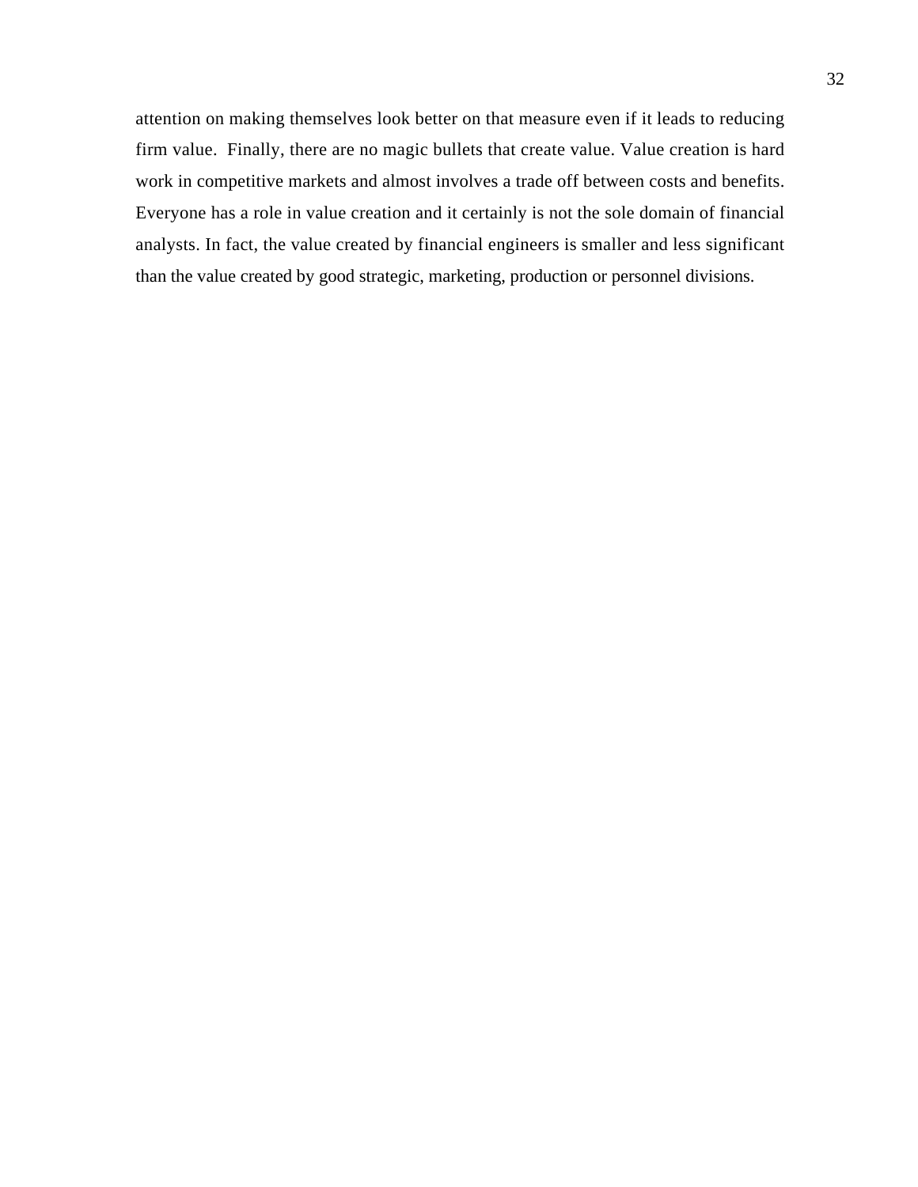attention on making themselves look better on that measure even if it leads to reducing firm value. Finally, there are no magic bullets that create value. Value creation is hard work in competitive markets and almost involves a trade off between costs and benefits. Everyone has a role in value creation and it certainly is not the sole domain of financial analysts. In fact, the value created by financial engineers is smaller and less significant than the value created by good strategic, marketing, production or personnel divisions.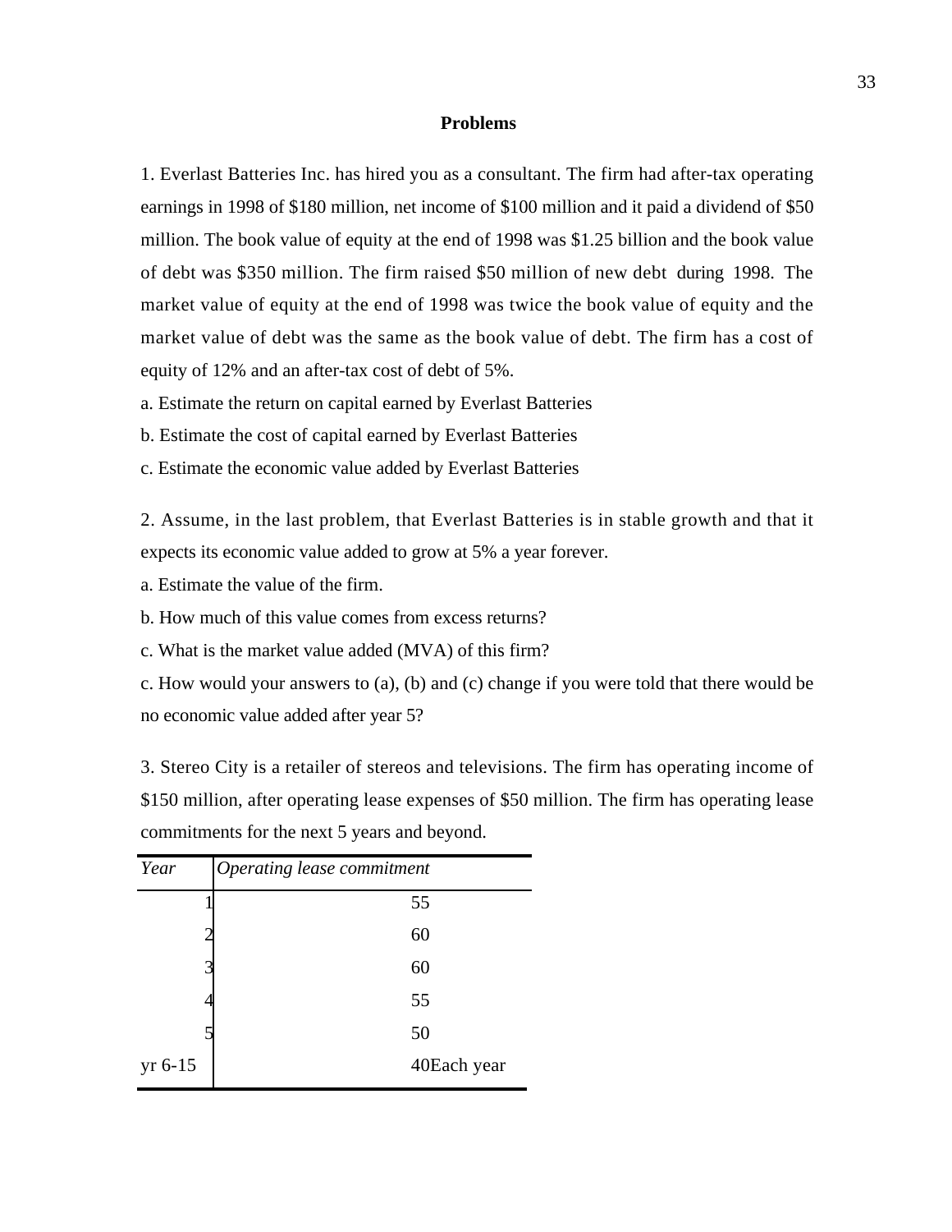**Problems**

1. Everlast Batteries Inc. has hired you as a consultant. The firm had after-tax operating earnings in 1998 of $180 million, net income of $100 million and it paid a dividend of $50 million. The book value of equity at the end of 1998 was $1.25 billion and the book value of debt was $350 million. The firm raised $50 million of new debt during 1998. The market value of equity at the end of 1998 was twice the book value of equity and the market value of debt was the same as the book value of debt. The firm has a cost of equity of 12% and an after-tax cost of debt of 5%.

a. Estimate the return on capital earned by Everlast Batteries

b. Estimate the cost of capital earned by Everlast Batteries

c. Estimate the economic value added by Everlast Batteries

2. Assume, in the last problem, that Everlast Batteries is in stable growth and that it expects its economic value added to grow at 5% a year forever.

a. Estimate the value of the firm.

b. How much of this value comes from excess returns?

c. What is the market value added (MVA) of this firm?

c. How would your answers to (a), (b) and (c) change if you were told that there would be no economic value added after year 5?

3. Stereo City is a retailer of stereos and televisions. The firm has operating income of $150 million, after operating lease expenses of $50 million. The firm has operating lease commitments for the next 5 years and beyond.

| *Year* | *Operating lease commitment* |
|---|---|
| 1 | 55 |
| 2 | 60 |
| 3 | 60 |
| 4 | 55 |
| 5 | 50 |
| yr 6-15 | 40Each year |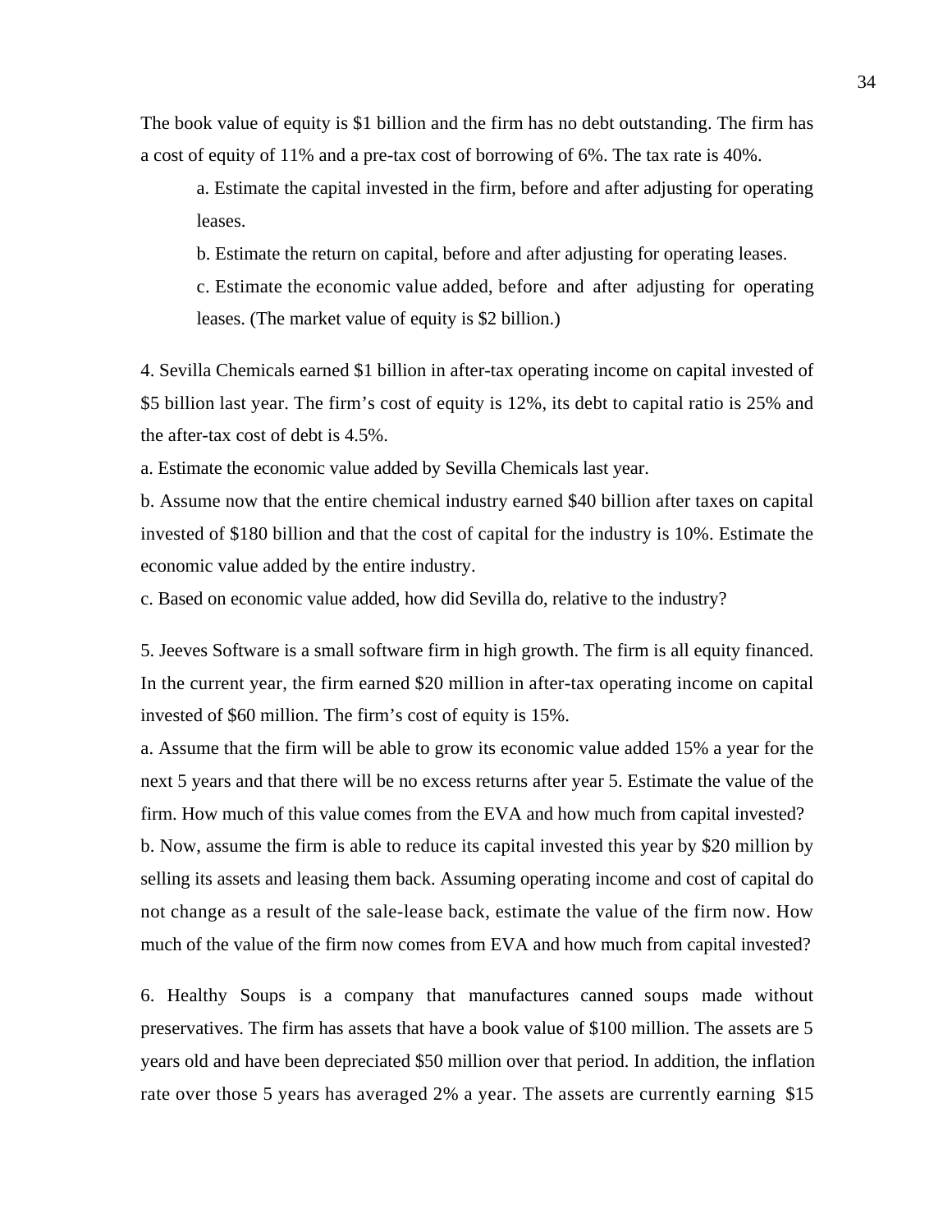The book value of equity is $1 billion and the firm has no debt outstanding. The firm has a cost of equity of 11% and a pre-tax cost of borrowing of 6%. The tax rate is 40%.

> a. Estimate the capital invested in the firm, before and after adjusting for operating leases.
>
> b. Estimate the return on capital, before and after adjusting for operating leases.
>
> c. Estimate the economic value added, before and after adjusting for operating leases. (The market value of equity is $2 billion.)

4. Sevilla Chemicals earned $1 billion in after-tax operating income on capital invested of $5 billion last year. The firm's cost of equity is 12%, its debt to capital ratio is 25% and the after-tax cost of debt is 4.5%.

a. Estimate the economic value added by Sevilla Chemicals last year.

b. Assume now that the entire chemical industry earned $40 billion after taxes on capital invested of $180 billion and that the cost of capital for the industry is 10%. Estimate the economic value added by the entire industry.

c. Based on economic value added, how did Sevilla do, relative to the industry?

5. Jeeves Software is a small software firm in high growth. The firm is all equity financed. In the current year, the firm earned $20 million in after-tax operating income on capital invested of $60 million. The firm's cost of equity is 15%.

a. Assume that the firm will be able to grow its economic value added 15% a year for the next 5 years and that there will be no excess returns after year 5. Estimate the value of the firm. How much of this value comes from the EVA and how much from capital invested?

b. Now, assume the firm is able to reduce its capital invested this year by $20 million by selling its assets and leasing them back. Assuming operating income and cost of capital do not change as a result of the sale-lease back, estimate the value of the firm now. How much of the value of the firm now comes from EVA and how much from capital invested?

6. Healthy Soups is a company that manufactures canned soups made without preservatives. The firm has assets that have a book value of $100 million. The assets are 5 years old and have been depreciated $50 million over that period. In addition, the inflation rate over those 5 years has averaged 2% a year. The assets are currently earning $15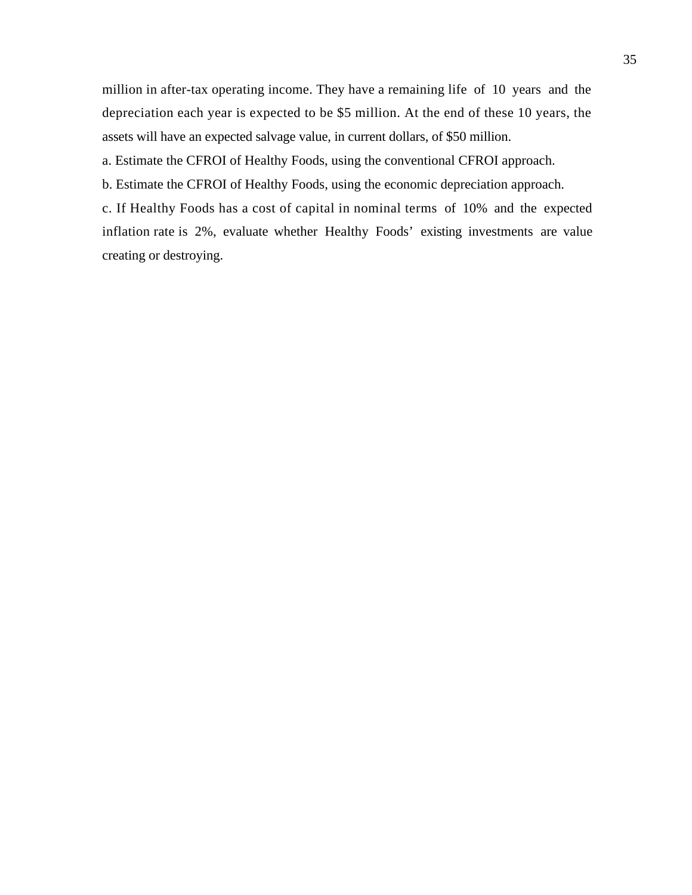million in after-tax operating income. They have a remaining life of 10 years and the depreciation each year is expected to be $5 million. At the end of these 10 years, the assets will have an expected salvage value, in current dollars, of $50 million.

a. Estimate the CFROI of Healthy Foods, using the conventional CFROI approach.

b. Estimate the CFROI of Healthy Foods, using the economic depreciation approach.

c. If Healthy Foods has a cost of capital in nominal terms of 10% and the expected inflation rate is 2%, evaluate whether Healthy Foods' existing investments are value creating or destroying.